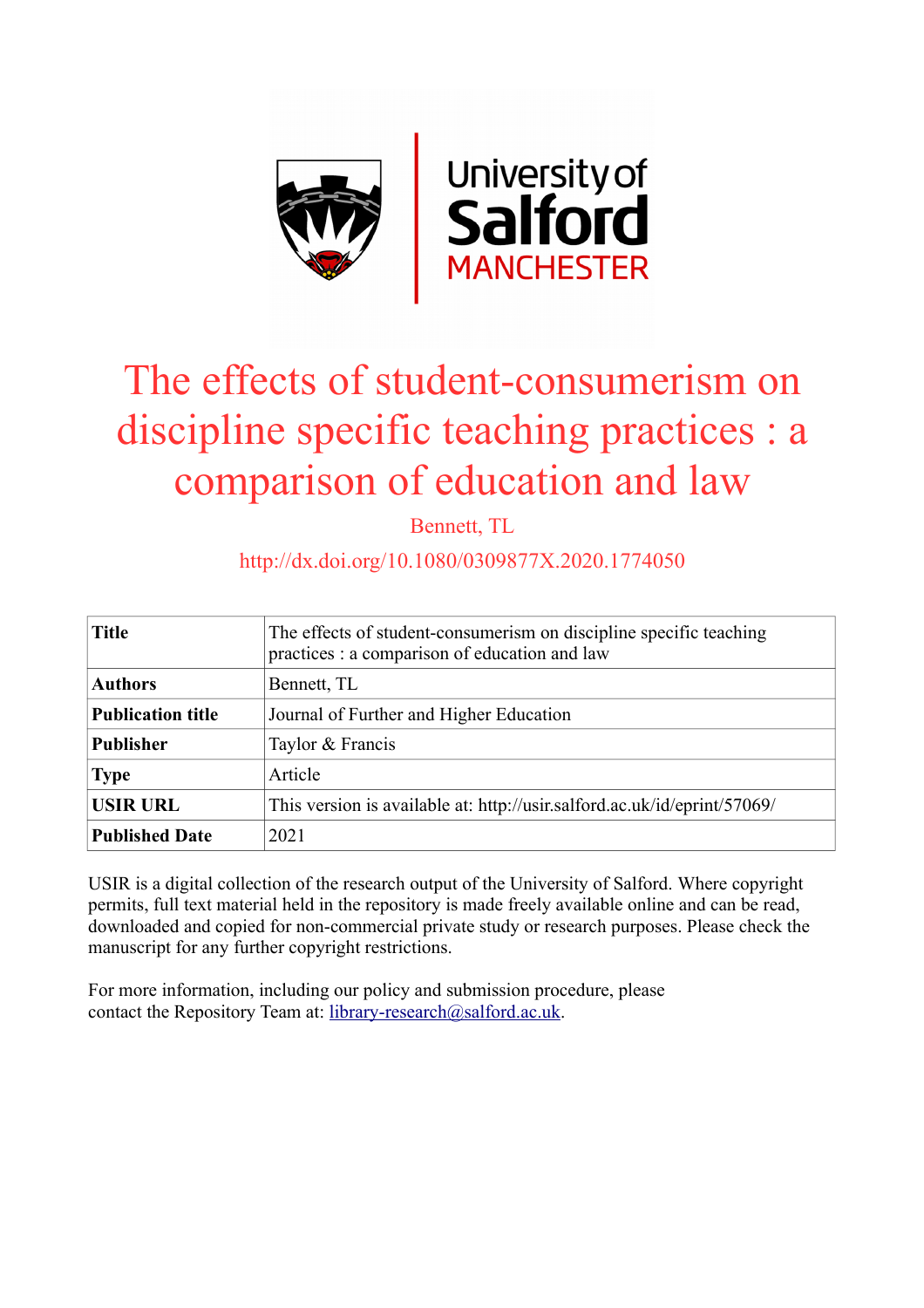# The effects of student-consumerism on discipline specific teaching practices : a comparison of education and law

Bennett, TL

http://dx.doi.org/10.1080/0309877X.2020.1774050

| **Title** | The effects of student-consumerism on discipline specific teaching practices : a comparison of education and law |
|---|---|
| **Authors** | Bennett, TL |
| **Publication title** | Journal of Further and Higher Education |
| **Publisher** | Taylor & Francis |
| **Type** | Article |
| **USIR URL** | This version is available at: http://usir.salford.ac.uk/id/eprint/57069/ |
| **Published Date** | 2021 |

USIR is a digital collection of the research output of the University of Salford. Where copyright permits, full text material held in the repository is made freely available online and can be read, downloaded and copied for non-commercial private study or research purposes. Please check the manuscript for any further copyright restrictions.

For more information, including our policy and submission procedure, please contact the Repository Team at: library-research@salford.ac.uk.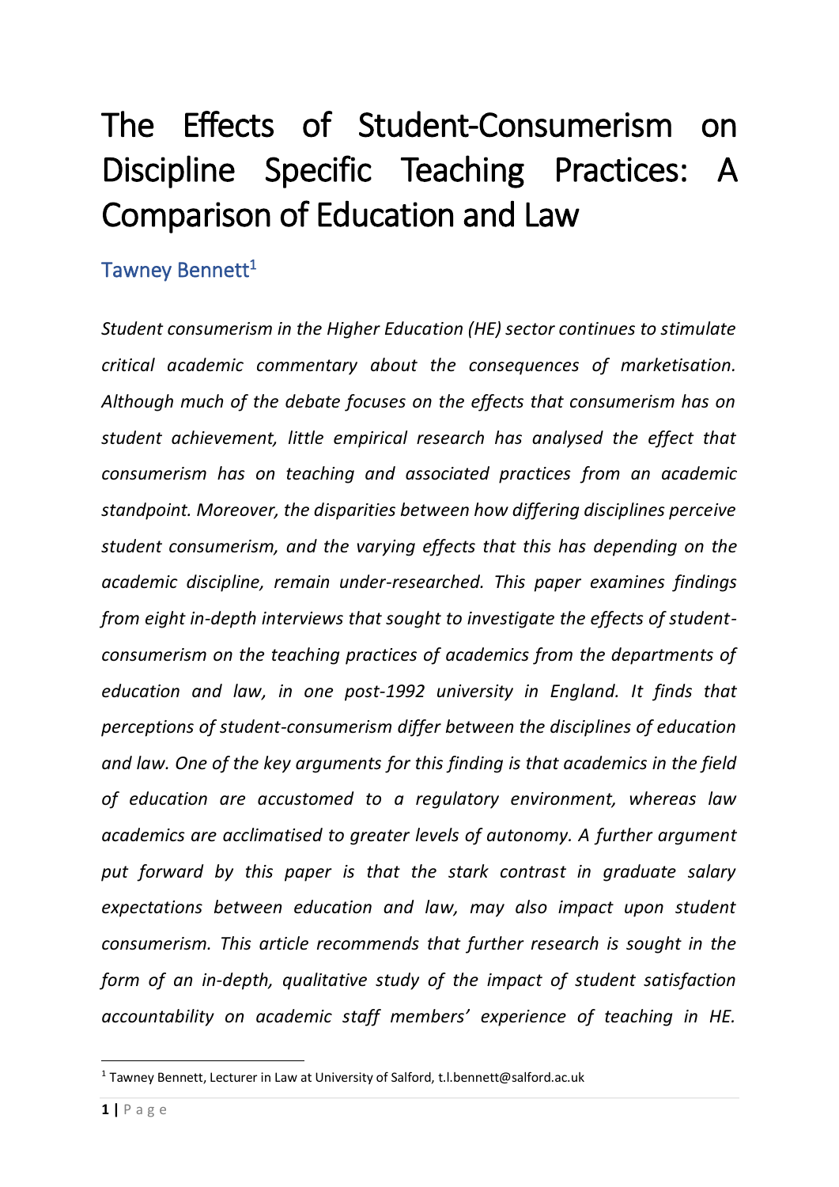# The Effects of Student-Consumerism on Discipline Specific Teaching Practices: A Comparison of Education and Law

## Tawney Bennett[1]

*Student consumerism in the Higher Education (HE) sector continues to stimulate critical academic commentary about the consequences of marketisation. Although much of the debate focuses on the effects that consumerism has on student achievement, little empirical research has analysed the effect that consumerism has on teaching and associated practices from an academic standpoint. Moreover, the disparities between how differing disciplines perceive student consumerism, and the varying effects that this has depending on the academic discipline, remain under-researched. This paper examines findings from eight in-depth interviews that sought to investigate the effects of student-consumerism on the teaching practices of academics from the departments of education and law, in one post-1992 university in England. It finds that perceptions of student-consumerism differ between the disciplines of education and law. One of the key arguments for this finding is that academics in the field of education are accustomed to a regulatory environment, whereas law academics are acclimatised to greater levels of autonomy. A further argument put forward by this paper is that the stark contrast in graduate salary expectations between education and law, may also impact upon student consumerism. This article recommends that further research is sought in the form of an in-depth, qualitative study of the impact of student satisfaction accountability on academic staff members' experience of teaching in HE.*

[1] Tawney Bennett, Lecturer in Law at University of Salford, t.l.bennett@salford.ac.uk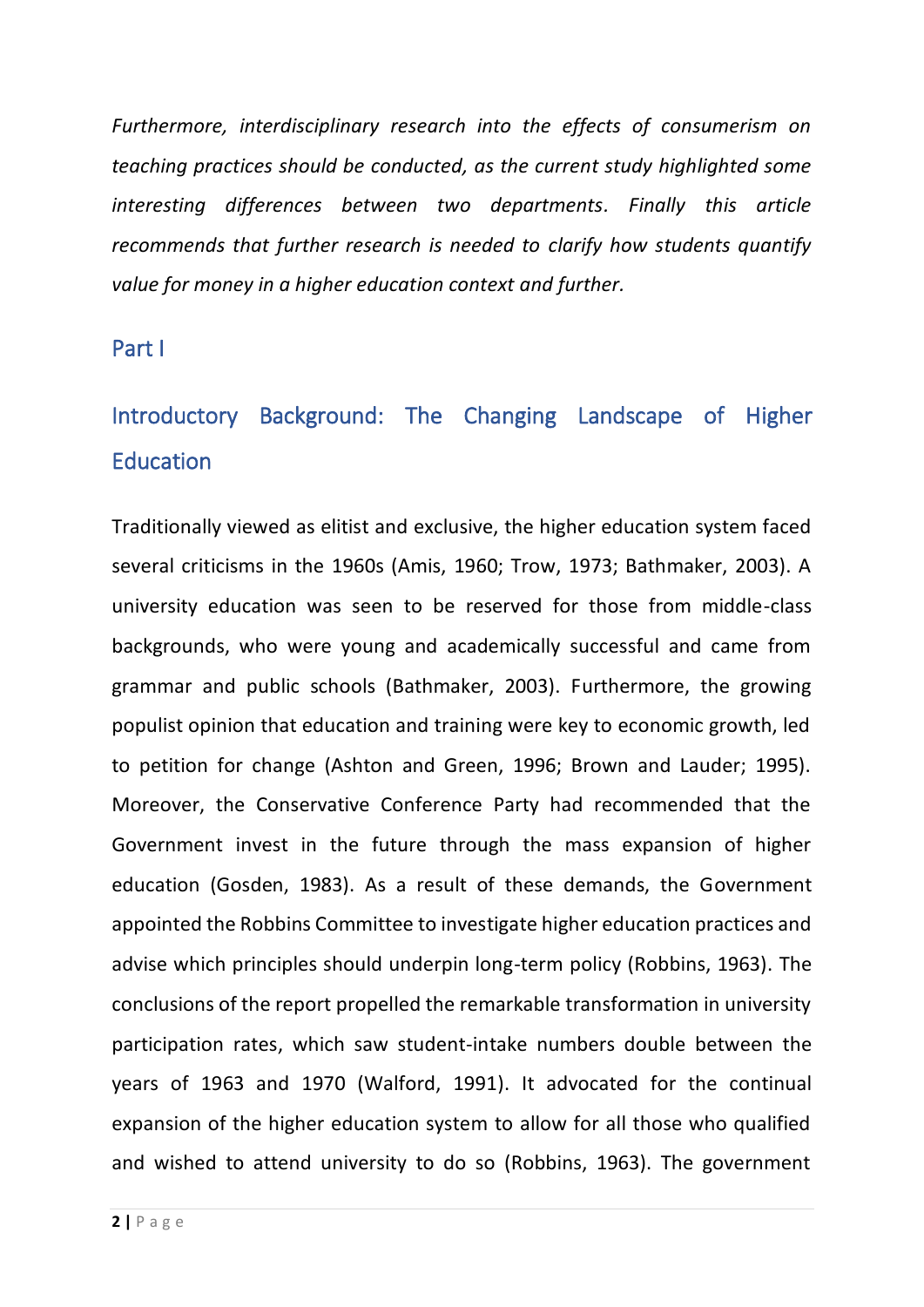*Furthermore, interdisciplinary research into the effects of consumerism on teaching practices should be conducted, as the current study highlighted some interesting differences between two departments. Finally this article recommends that further research is needed to clarify how students quantify value for money in a higher education context and further.*

## Part I

## Introductory Background: The Changing Landscape of Higher Education

Traditionally viewed as elitist and exclusive, the higher education system faced several criticisms in the 1960s (Amis, 1960; Trow, 1973; Bathmaker, 2003). A university education was seen to be reserved for those from middle-class backgrounds, who were young and academically successful and came from grammar and public schools (Bathmaker, 2003). Furthermore, the growing populist opinion that education and training were key to economic growth, led to petition for change (Ashton and Green, 1996; Brown and Lauder; 1995). Moreover, the Conservative Conference Party had recommended that the Government invest in the future through the mass expansion of higher education (Gosden, 1983). As a result of these demands, the Government appointed the Robbins Committee to investigate higher education practices and advise which principles should underpin long-term policy (Robbins, 1963). The conclusions of the report propelled the remarkable transformation in university participation rates, which saw student-intake numbers double between the years of 1963 and 1970 (Walford, 1991). It advocated for the continual expansion of the higher education system to allow for all those who qualified and wished to attend university to do so (Robbins, 1963). The government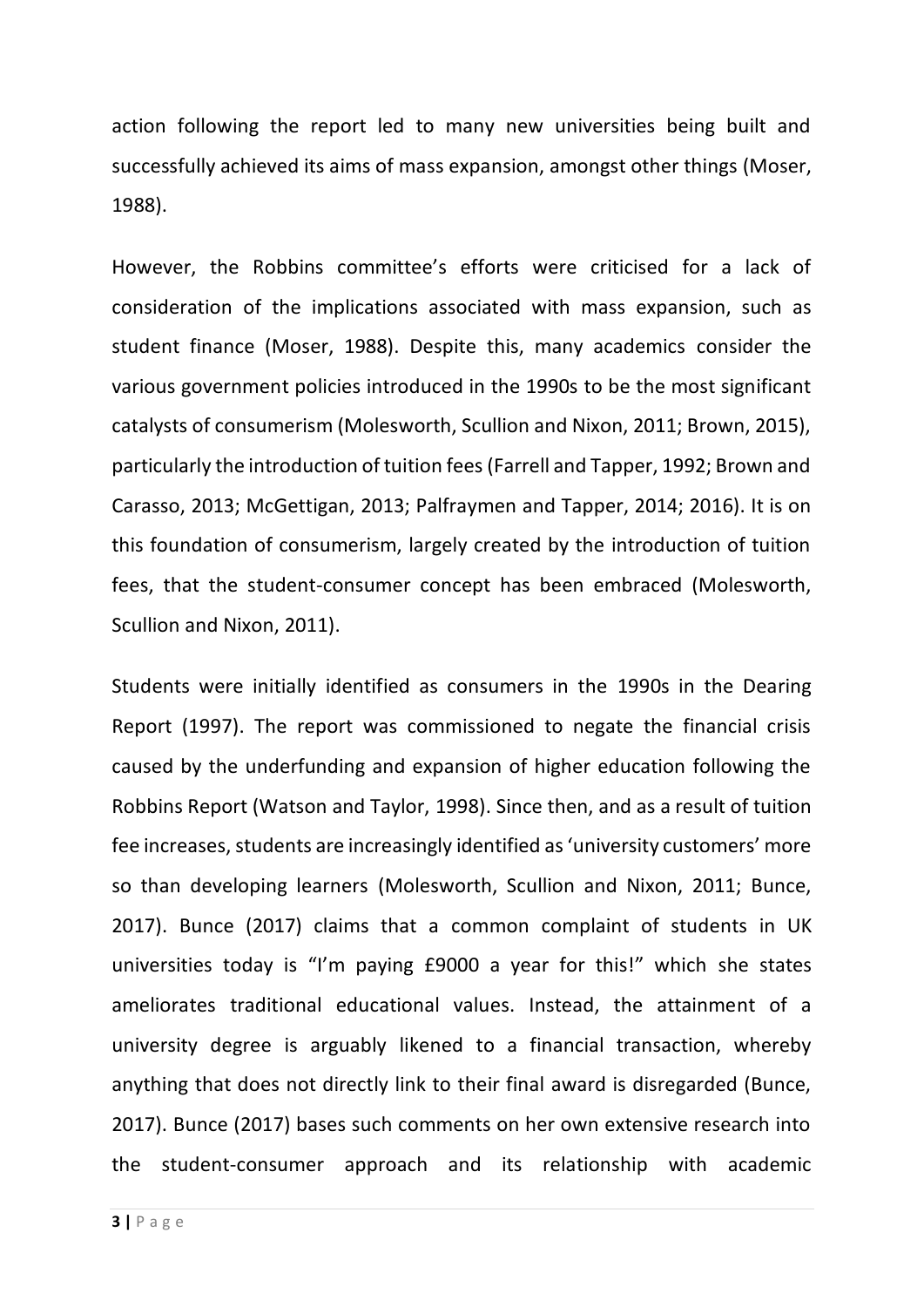action following the report led to many new universities being built and successfully achieved its aims of mass expansion, amongst other things (Moser, 1988).

However, the Robbins committee's efforts were criticised for a lack of consideration of the implications associated with mass expansion, such as student finance (Moser, 1988). Despite this, many academics consider the various government policies introduced in the 1990s to be the most significant catalysts of consumerism (Molesworth, Scullion and Nixon, 2011; Brown, 2015), particularly the introduction of tuition fees (Farrell and Tapper, 1992; Brown and Carasso, 2013; McGettigan, 2013; Palfraymen and Tapper, 2014; 2016). It is on this foundation of consumerism, largely created by the introduction of tuition fees, that the student-consumer concept has been embraced (Molesworth, Scullion and Nixon, 2011).

Students were initially identified as consumers in the 1990s in the Dearing Report (1997). The report was commissioned to negate the financial crisis caused by the underfunding and expansion of higher education following the Robbins Report (Watson and Taylor, 1998). Since then, and as a result of tuition fee increases, students are increasingly identified as 'university customers' more so than developing learners (Molesworth, Scullion and Nixon, 2011; Bunce, 2017). Bunce (2017) claims that a common complaint of students in UK universities today is "I'm paying £9000 a year for this!" which she states ameliorates traditional educational values. Instead, the attainment of a university degree is arguably likened to a financial transaction, whereby anything that does not directly link to their final award is disregarded (Bunce, 2017). Bunce (2017) bases such comments on her own extensive research into the student-consumer approach and its relationship with academic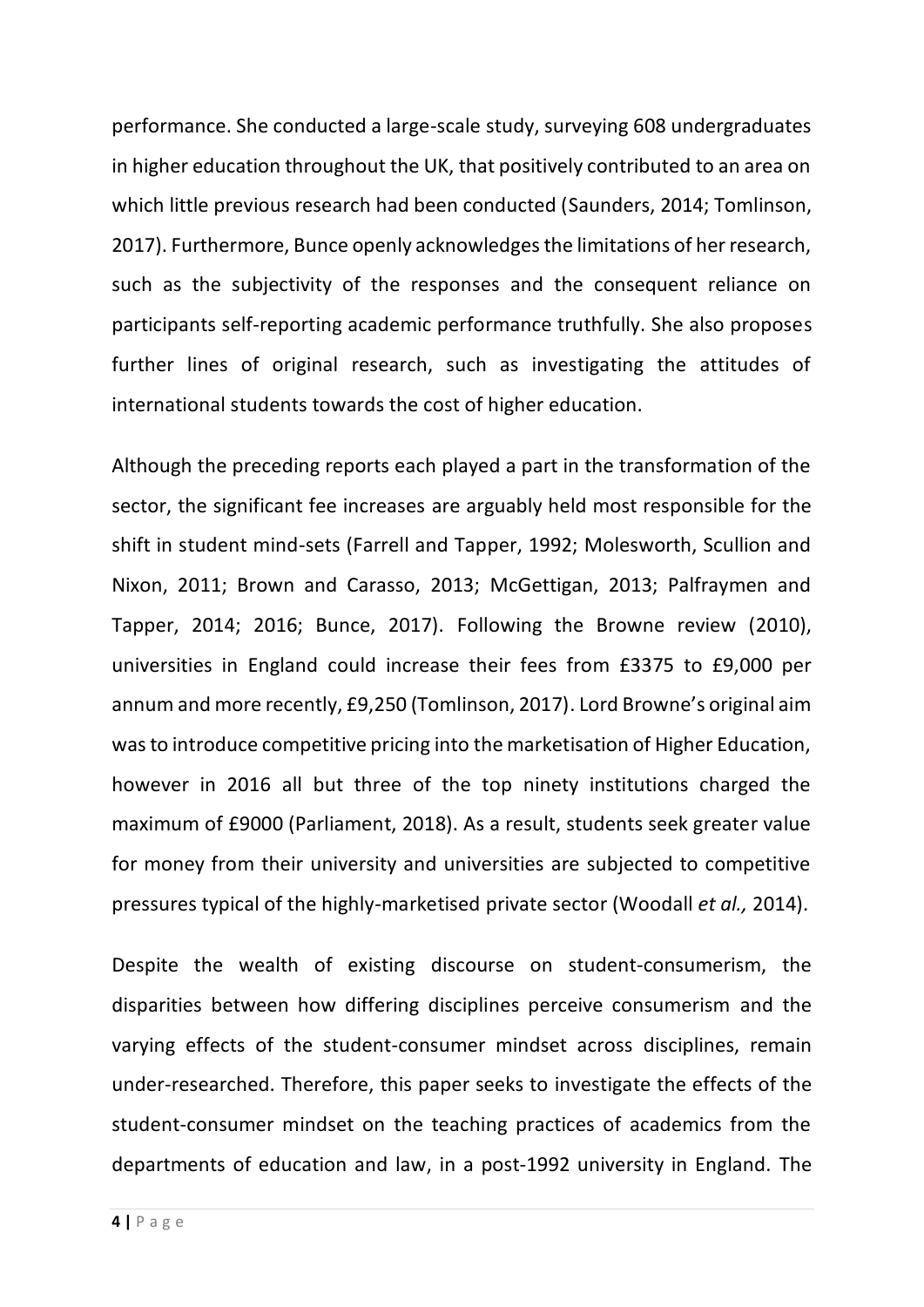performance. She conducted a large-scale study, surveying 608 undergraduates in higher education throughout the UK, that positively contributed to an area on which little previous research had been conducted (Saunders, 2014; Tomlinson, 2017). Furthermore, Bunce openly acknowledges the limitations of her research, such as the subjectivity of the responses and the consequent reliance on participants self-reporting academic performance truthfully. She also proposes further lines of original research, such as investigating the attitudes of international students towards the cost of higher education.

Although the preceding reports each played a part in the transformation of the sector, the significant fee increases are arguably held most responsible for the shift in student mind-sets (Farrell and Tapper, 1992; Molesworth, Scullion and Nixon, 2011; Brown and Carasso, 2013; McGettigan, 2013; Palfraymen and Tapper, 2014; 2016; Bunce, 2017). Following the Browne review (2010), universities in England could increase their fees from £3375 to £9,000 per annum and more recently, £9,250 (Tomlinson, 2017). Lord Browne's original aim was to introduce competitive pricing into the marketisation of Higher Education, however in 2016 all but three of the top ninety institutions charged the maximum of £9000 (Parliament, 2018). As a result, students seek greater value for money from their university and universities are subjected to competitive pressures typical of the highly-marketised private sector (Woodall *et al.,* 2014).

Despite the wealth of existing discourse on student-consumerism, the disparities between how differing disciplines perceive consumerism and the varying effects of the student-consumer mindset across disciplines, remain under-researched. Therefore, this paper seeks to investigate the effects of the student-consumer mindset on the teaching practices of academics from the departments of education and law, in a post-1992 university in England. The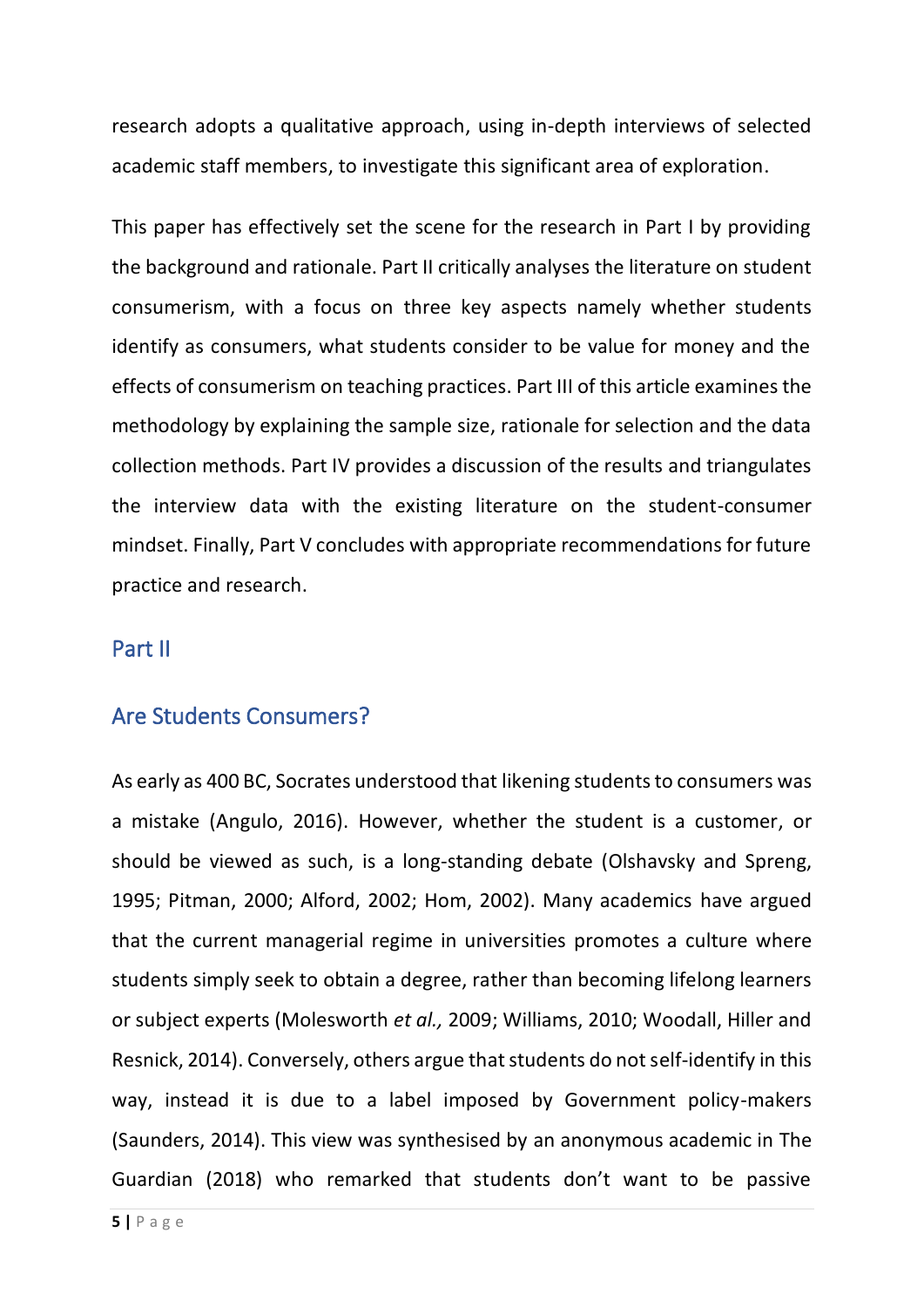research adopts a qualitative approach, using in-depth interviews of selected academic staff members, to investigate this significant area of exploration.

This paper has effectively set the scene for the research in Part I by providing the background and rationale. Part II critically analyses the literature on student consumerism, with a focus on three key aspects namely whether students identify as consumers, what students consider to be value for money and the effects of consumerism on teaching practices. Part III of this article examines the methodology by explaining the sample size, rationale for selection and the data collection methods. Part IV provides a discussion of the results and triangulates the interview data with the existing literature on the student-consumer mindset. Finally, Part V concludes with appropriate recommendations for future practice and research.

## Part II

## Are Students Consumers?

As early as 400 BC, Socrates understood that likening students to consumers was a mistake (Angulo, 2016). However, whether the student is a customer, or should be viewed as such, is a long-standing debate (Olshavsky and Spreng, 1995; Pitman, 2000; Alford, 2002; Hom, 2002). Many academics have argued that the current managerial regime in universities promotes a culture where students simply seek to obtain a degree, rather than becoming lifelong learners or subject experts (Molesworth *et al.,* 2009; Williams, 2010; Woodall, Hiller and Resnick, 2014). Conversely, others argue that students do not self-identify in this way, instead it is due to a label imposed by Government policy-makers (Saunders, 2014). This view was synthesised by an anonymous academic in The Guardian (2018) who remarked that students don't want to be passive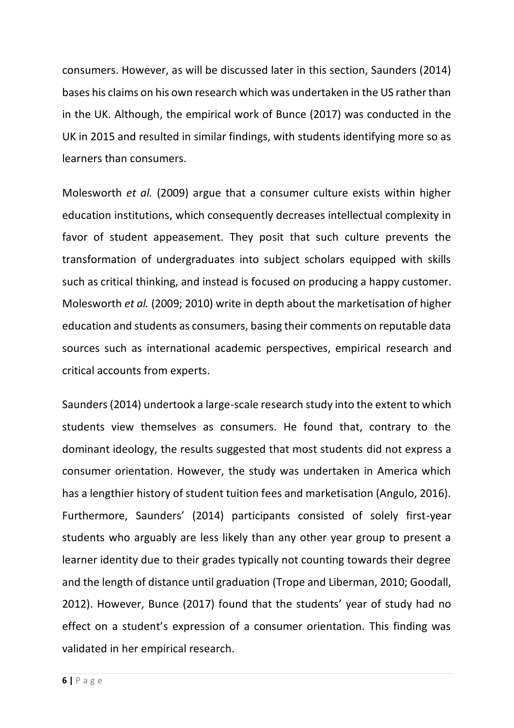consumers. However, as will be discussed later in this section, Saunders (2014) bases his claims on his own research which was undertaken in the US rather than in the UK. Although, the empirical work of Bunce (2017) was conducted in the UK in 2015 and resulted in similar findings, with students identifying more so as learners than consumers.

Molesworth *et al.* (2009) argue that a consumer culture exists within higher education institutions, which consequently decreases intellectual complexity in favor of student appeasement. They posit that such culture prevents the transformation of undergraduates into subject scholars equipped with skills such as critical thinking, and instead is focused on producing a happy customer. Molesworth *et al.* (2009; 2010) write in depth about the marketisation of higher education and students as consumers, basing their comments on reputable data sources such as international academic perspectives, empirical research and critical accounts from experts.

Saunders (2014) undertook a large-scale research study into the extent to which students view themselves as consumers. He found that, contrary to the dominant ideology, the results suggested that most students did not express a consumer orientation. However, the study was undertaken in America which has a lengthier history of student tuition fees and marketisation (Angulo, 2016). Furthermore, Saunders' (2014) participants consisted of solely first-year students who arguably are less likely than any other year group to present a learner identity due to their grades typically not counting towards their degree and the length of distance until graduation (Trope and Liberman, 2010; Goodall, 2012). However, Bunce (2017) found that the students' year of study had no effect on a student's expression of a consumer orientation. This finding was validated in her empirical research.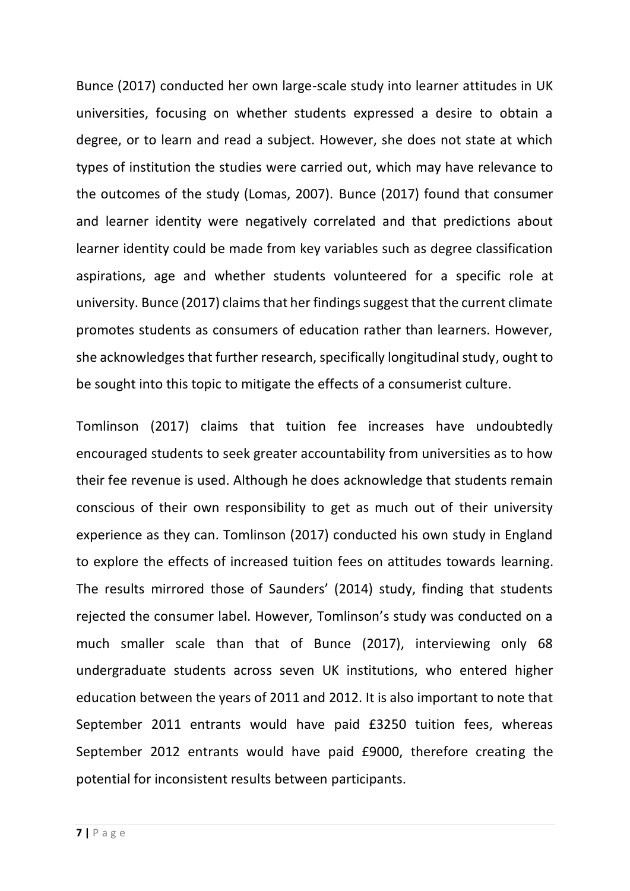Bunce (2017) conducted her own large-scale study into learner attitudes in UK universities, focusing on whether students expressed a desire to obtain a degree, or to learn and read a subject. However, she does not state at which types of institution the studies were carried out, which may have relevance to the outcomes of the study (Lomas, 2007). Bunce (2017) found that consumer and learner identity were negatively correlated and that predictions about learner identity could be made from key variables such as degree classification aspirations, age and whether students volunteered for a specific role at university. Bunce (2017) claims that her findings suggest that the current climate promotes students as consumers of education rather than learners. However, she acknowledges that further research, specifically longitudinal study, ought to be sought into this topic to mitigate the effects of a consumerist culture.

Tomlinson (2017) claims that tuition fee increases have undoubtedly encouraged students to seek greater accountability from universities as to how their fee revenue is used. Although he does acknowledge that students remain conscious of their own responsibility to get as much out of their university experience as they can. Tomlinson (2017) conducted his own study in England to explore the effects of increased tuition fees on attitudes towards learning. The results mirrored those of Saunders' (2014) study, finding that students rejected the consumer label. However, Tomlinson's study was conducted on a much smaller scale than that of Bunce (2017), interviewing only 68 undergraduate students across seven UK institutions, who entered higher education between the years of 2011 and 2012. It is also important to note that September 2011 entrants would have paid £3250 tuition fees, whereas September 2012 entrants would have paid £9000, therefore creating the potential for inconsistent results between participants.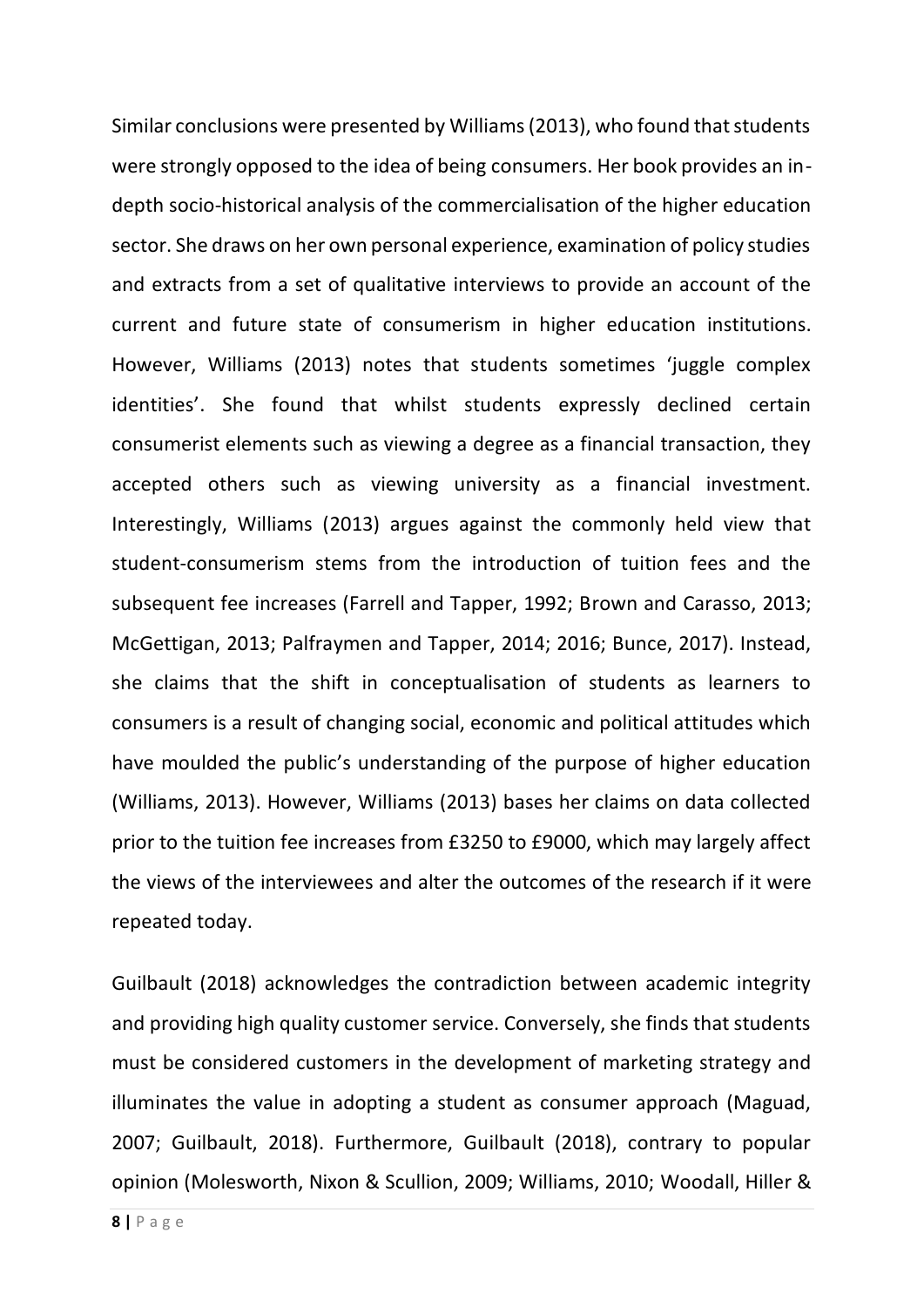Similar conclusions were presented by Williams (2013), who found that students were strongly opposed to the idea of being consumers. Her book provides an in-depth socio-historical analysis of the commercialisation of the higher education sector. She draws on her own personal experience, examination of policy studies and extracts from a set of qualitative interviews to provide an account of the current and future state of consumerism in higher education institutions. However, Williams (2013) notes that students sometimes 'juggle complex identities'. She found that whilst students expressly declined certain consumerist elements such as viewing a degree as a financial transaction, they accepted others such as viewing university as a financial investment. Interestingly, Williams (2013) argues against the commonly held view that student-consumerism stems from the introduction of tuition fees and the subsequent fee increases (Farrell and Tapper, 1992; Brown and Carasso, 2013; McGettigan, 2013; Palfraymen and Tapper, 2014; 2016; Bunce, 2017). Instead, she claims that the shift in conceptualisation of students as learners to consumers is a result of changing social, economic and political attitudes which have moulded the public's understanding of the purpose of higher education (Williams, 2013). However, Williams (2013) bases her claims on data collected prior to the tuition fee increases from £3250 to £9000, which may largely affect the views of the interviewees and alter the outcomes of the research if it were repeated today.

Guilbault (2018) acknowledges the contradiction between academic integrity and providing high quality customer service. Conversely, she finds that students must be considered customers in the development of marketing strategy and illuminates the value in adopting a student as consumer approach (Maguad, 2007; Guilbault, 2018). Furthermore, Guilbault (2018), contrary to popular opinion (Molesworth, Nixon & Scullion, 2009; Williams, 2010; Woodall, Hiller &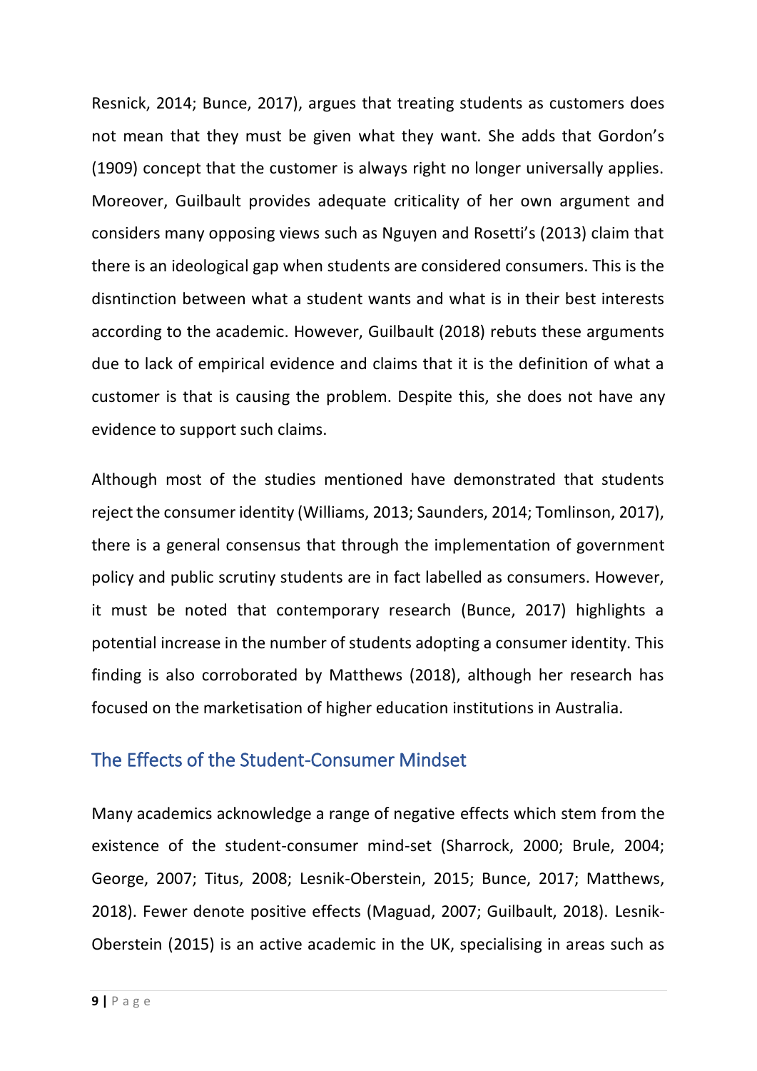Resnick, 2014; Bunce, 2017), argues that treating students as customers does not mean that they must be given what they want. She adds that Gordon's (1909) concept that the customer is always right no longer universally applies. Moreover, Guilbault provides adequate criticality of her own argument and considers many opposing views such as Nguyen and Rosetti's (2013) claim that there is an ideological gap when students are considered consumers. This is the disntinction between what a student wants and what is in their best interests according to the academic. However, Guilbault (2018) rebuts these arguments due to lack of empirical evidence and claims that it is the definition of what a customer is that is causing the problem. Despite this, she does not have any evidence to support such claims.

Although most of the studies mentioned have demonstrated that students reject the consumer identity (Williams, 2013; Saunders, 2014; Tomlinson, 2017), there is a general consensus that through the implementation of government policy and public scrutiny students are in fact labelled as consumers. However, it must be noted that contemporary research (Bunce, 2017) highlights a potential increase in the number of students adopting a consumer identity. This finding is also corroborated by Matthews (2018), although her research has focused on the marketisation of higher education institutions in Australia.

## The Effects of the Student-Consumer Mindset

Many academics acknowledge a range of negative effects which stem from the existence of the student-consumer mind-set (Sharrock, 2000; Brule, 2004; George, 2007; Titus, 2008; Lesnik-Oberstein, 2015; Bunce, 2017; Matthews, 2018). Fewer denote positive effects (Maguad, 2007; Guilbault, 2018). Lesnik-Oberstein (2015) is an active academic in the UK, specialising in areas such as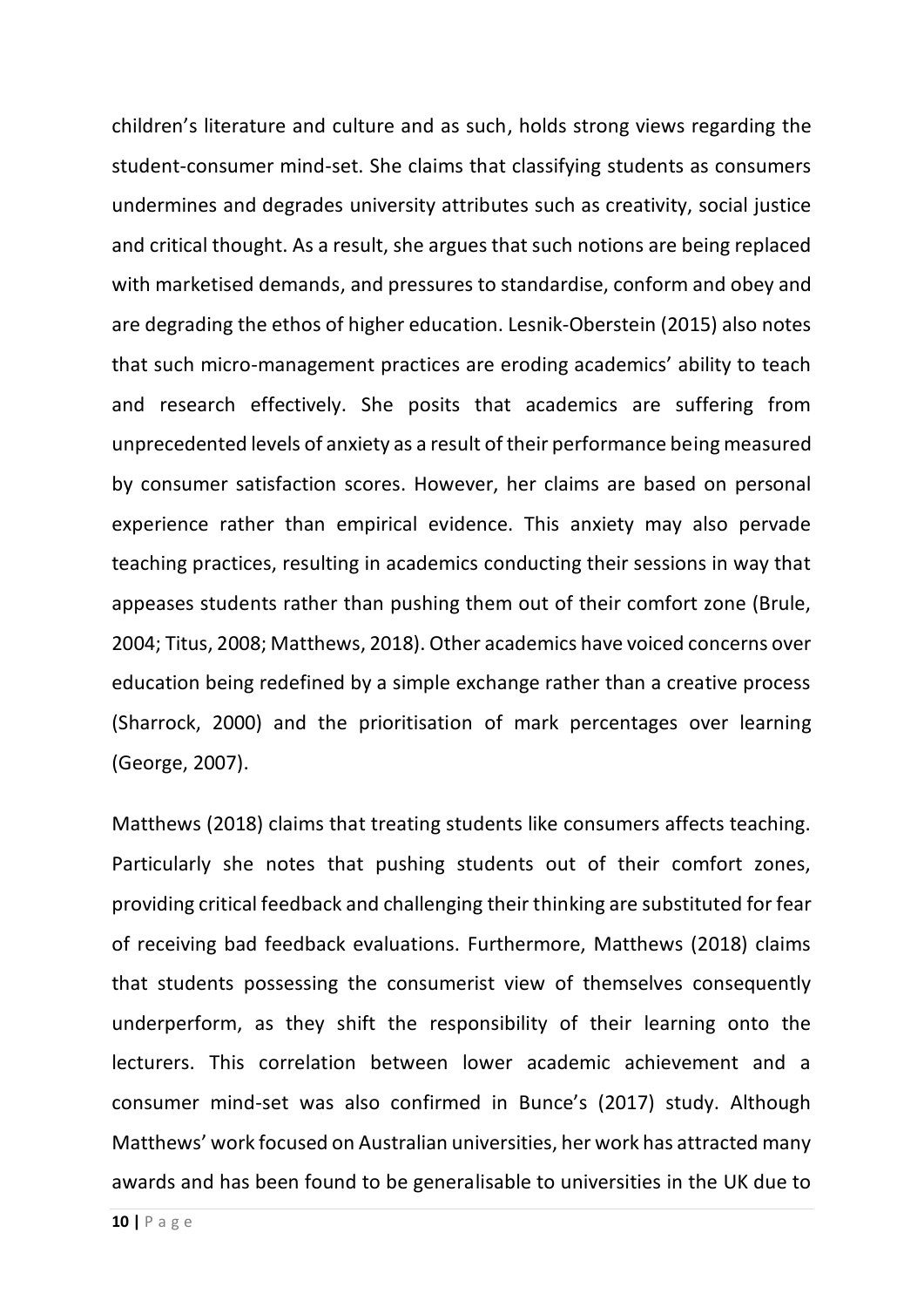children's literature and culture and as such, holds strong views regarding the student-consumer mind-set. She claims that classifying students as consumers undermines and degrades university attributes such as creativity, social justice and critical thought. As a result, she argues that such notions are being replaced with marketised demands, and pressures to standardise, conform and obey and are degrading the ethos of higher education. Lesnik-Oberstein (2015) also notes that such micro-management practices are eroding academics' ability to teach and research effectively. She posits that academics are suffering from unprecedented levels of anxiety as a result of their performance being measured by consumer satisfaction scores. However, her claims are based on personal experience rather than empirical evidence. This anxiety may also pervade teaching practices, resulting in academics conducting their sessions in way that appeases students rather than pushing them out of their comfort zone (Brule, 2004; Titus, 2008; Matthews, 2018). Other academics have voiced concerns over education being redefined by a simple exchange rather than a creative process (Sharrock, 2000) and the prioritisation of mark percentages over learning (George, 2007).

Matthews (2018) claims that treating students like consumers affects teaching. Particularly she notes that pushing students out of their comfort zones, providing critical feedback and challenging their thinking are substituted for fear of receiving bad feedback evaluations. Furthermore, Matthews (2018) claims that students possessing the consumerist view of themselves consequently underperform, as they shift the responsibility of their learning onto the lecturers. This correlation between lower academic achievement and a consumer mind-set was also confirmed in Bunce's (2017) study. Although Matthews' work focused on Australian universities, her work has attracted many awards and has been found to be generalisable to universities in the UK due to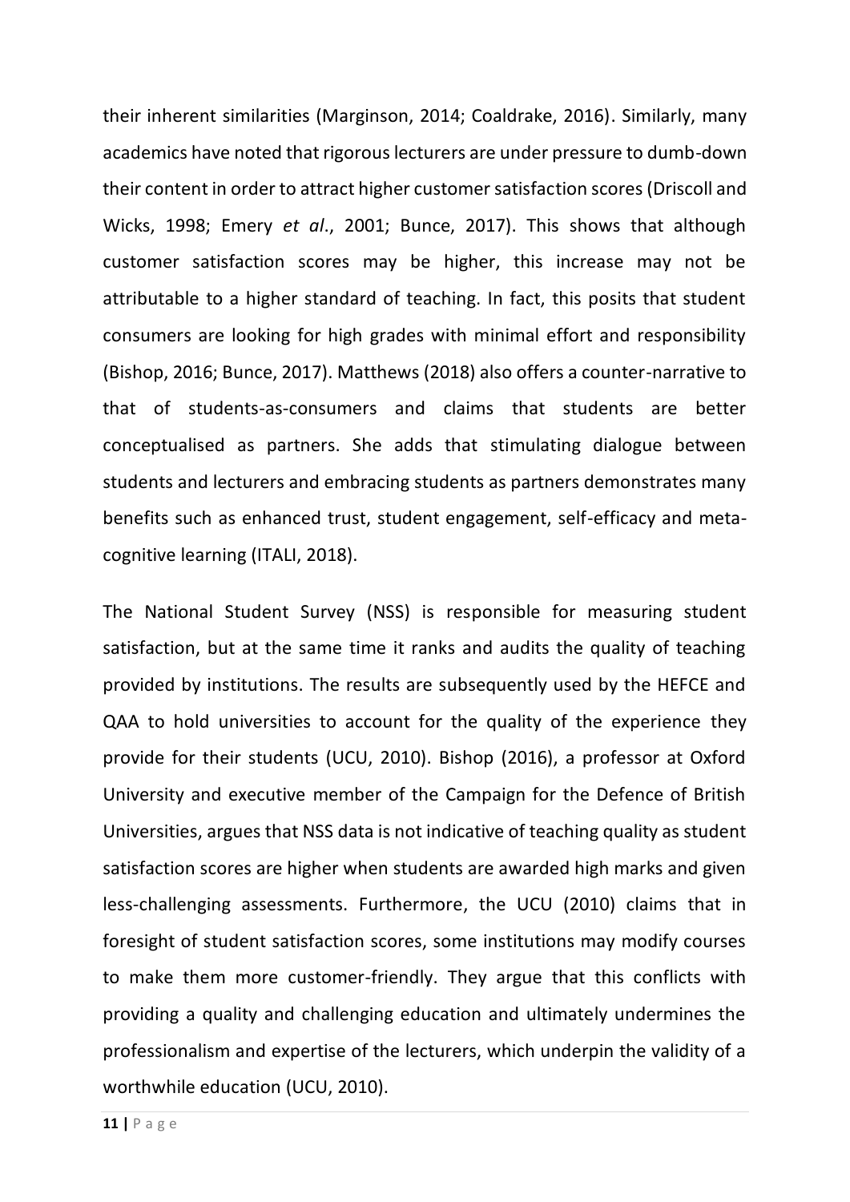their inherent similarities (Marginson, 2014; Coaldrake, 2016). Similarly, many academics have noted that rigorous lecturers are under pressure to dumb-down their content in order to attract higher customer satisfaction scores (Driscoll and Wicks, 1998; Emery *et al*., 2001; Bunce, 2017). This shows that although customer satisfaction scores may be higher, this increase may not be attributable to a higher standard of teaching. In fact, this posits that student consumers are looking for high grades with minimal effort and responsibility (Bishop, 2016; Bunce, 2017). Matthews (2018) also offers a counter-narrative to that of students-as-consumers and claims that students are better conceptualised as partners. She adds that stimulating dialogue between students and lecturers and embracing students as partners demonstrates many benefits such as enhanced trust, student engagement, self-efficacy and meta-cognitive learning (ITALI, 2018).

The National Student Survey (NSS) is responsible for measuring student satisfaction, but at the same time it ranks and audits the quality of teaching provided by institutions. The results are subsequently used by the HEFCE and QAA to hold universities to account for the quality of the experience they provide for their students (UCU, 2010). Bishop (2016), a professor at Oxford University and executive member of the Campaign for the Defence of British Universities, argues that NSS data is not indicative of teaching quality as student satisfaction scores are higher when students are awarded high marks and given less-challenging assessments. Furthermore, the UCU (2010) claims that in foresight of student satisfaction scores, some institutions may modify courses to make them more customer-friendly. They argue that this conflicts with providing a quality and challenging education and ultimately undermines the professionalism and expertise of the lecturers, which underpin the validity of a worthwhile education (UCU, 2010).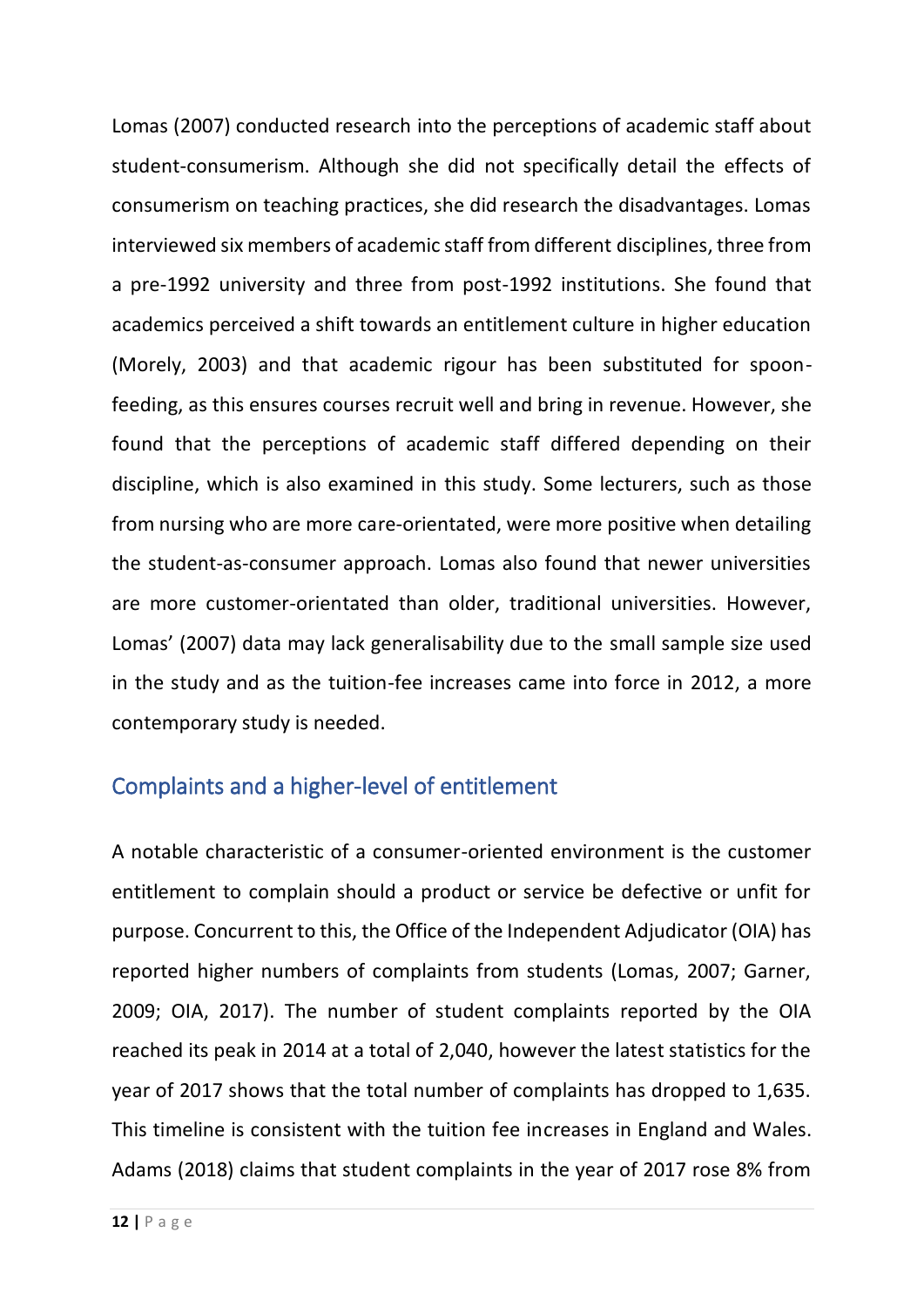Lomas (2007) conducted research into the perceptions of academic staff about student-consumerism. Although she did not specifically detail the effects of consumerism on teaching practices, she did research the disadvantages. Lomas interviewed six members of academic staff from different disciplines, three from a pre-1992 university and three from post-1992 institutions. She found that academics perceived a shift towards an entitlement culture in higher education (Morely, 2003) and that academic rigour has been substituted for spoon-feeding, as this ensures courses recruit well and bring in revenue. However, she found that the perceptions of academic staff differed depending on their discipline, which is also examined in this study. Some lecturers, such as those from nursing who are more care-orientated, were more positive when detailing the student-as-consumer approach. Lomas also found that newer universities are more customer-orientated than older, traditional universities. However, Lomas' (2007) data may lack generalisability due to the small sample size used in the study and as the tuition-fee increases came into force in 2012, a more contemporary study is needed.

## Complaints and a higher-level of entitlement

A notable characteristic of a consumer-oriented environment is the customer entitlement to complain should a product or service be defective or unfit for purpose. Concurrent to this, the Office of the Independent Adjudicator (OIA) has reported higher numbers of complaints from students (Lomas, 2007; Garner, 2009; OIA, 2017). The number of student complaints reported by the OIA reached its peak in 2014 at a total of 2,040, however the latest statistics for the year of 2017 shows that the total number of complaints has dropped to 1,635. This timeline is consistent with the tuition fee increases in England and Wales. Adams (2018) claims that student complaints in the year of 2017 rose 8% from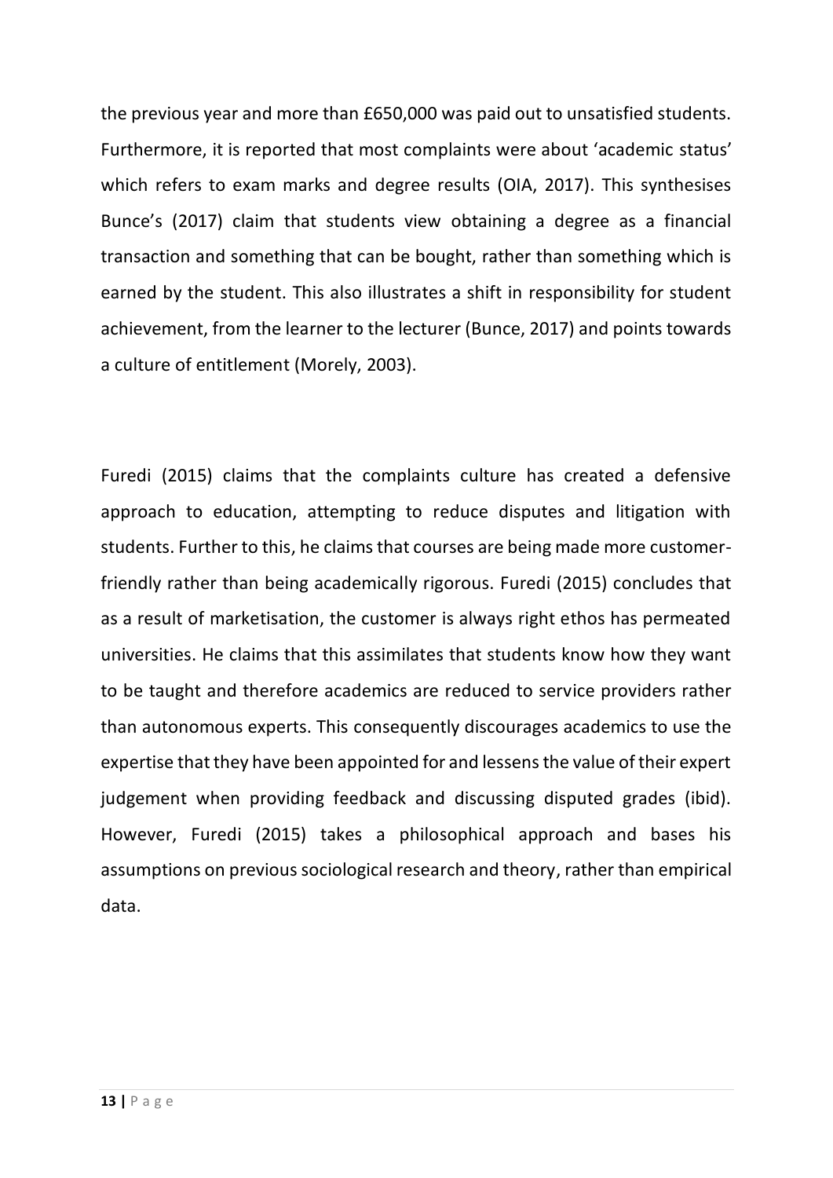the previous year and more than £650,000 was paid out to unsatisfied students. Furthermore, it is reported that most complaints were about 'academic status' which refers to exam marks and degree results (OIA, 2017). This synthesises Bunce's (2017) claim that students view obtaining a degree as a financial transaction and something that can be bought, rather than something which is earned by the student. This also illustrates a shift in responsibility for student achievement, from the learner to the lecturer (Bunce, 2017) and points towards a culture of entitlement (Morely, 2003).

Furedi (2015) claims that the complaints culture has created a defensive approach to education, attempting to reduce disputes and litigation with students. Further to this, he claims that courses are being made more customer-friendly rather than being academically rigorous. Furedi (2015) concludes that as a result of marketisation, the customer is always right ethos has permeated universities. He claims that this assimilates that students know how they want to be taught and therefore academics are reduced to service providers rather than autonomous experts. This consequently discourages academics to use the expertise that they have been appointed for and lessens the value of their expert judgement when providing feedback and discussing disputed grades (ibid). However, Furedi (2015) takes a philosophical approach and bases his assumptions on previous sociological research and theory, rather than empirical data.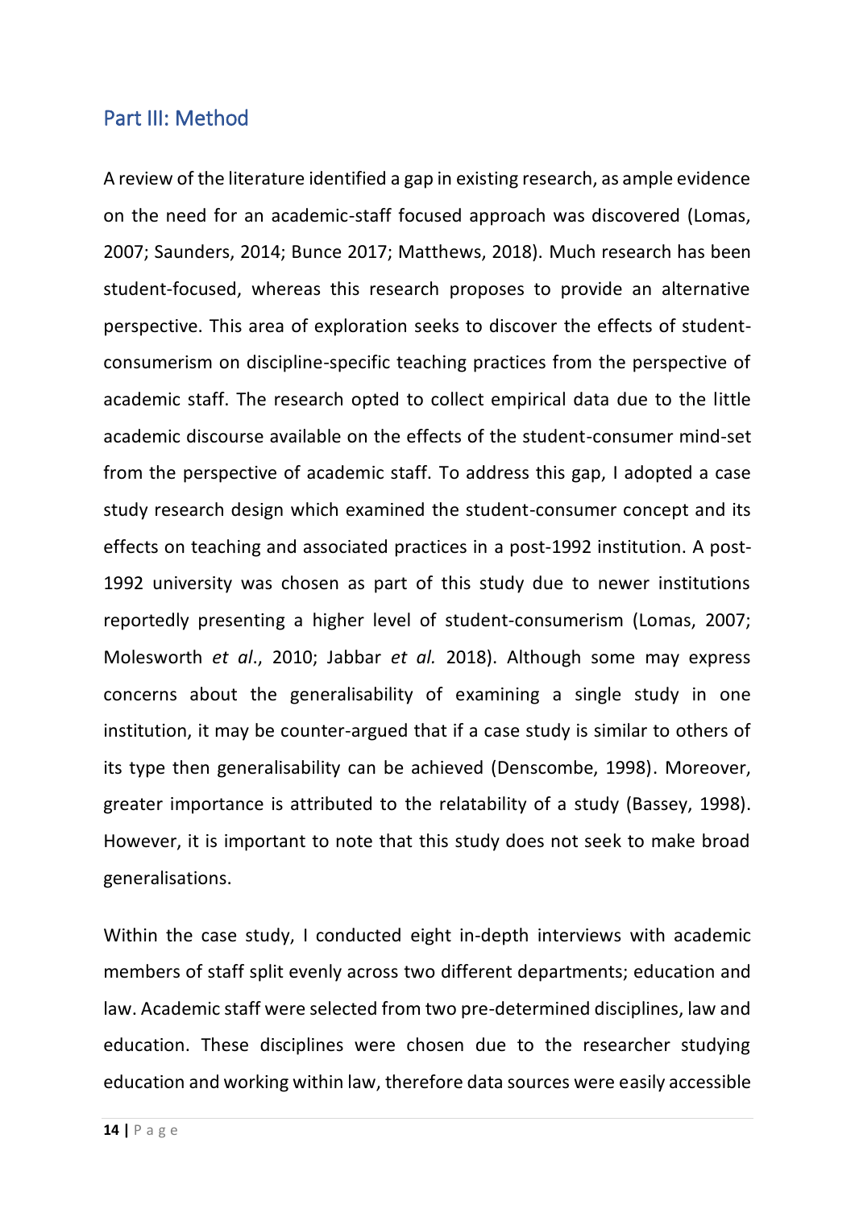## Part III: Method

A review of the literature identified a gap in existing research, as ample evidence on the need for an academic-staff focused approach was discovered (Lomas, 2007; Saunders, 2014; Bunce 2017; Matthews, 2018). Much research has been student-focused, whereas this research proposes to provide an alternative perspective. This area of exploration seeks to discover the effects of student-consumerism on discipline-specific teaching practices from the perspective of academic staff. The research opted to collect empirical data due to the little academic discourse available on the effects of the student-consumer mind-set from the perspective of academic staff. To address this gap, I adopted a case study research design which examined the student-consumer concept and its effects on teaching and associated practices in a post-1992 institution. A post-1992 university was chosen as part of this study due to newer institutions reportedly presenting a higher level of student-consumerism (Lomas, 2007; Molesworth *et al*., 2010; Jabbar *et al.* 2018). Although some may express concerns about the generalisability of examining a single study in one institution, it may be counter-argued that if a case study is similar to others of its type then generalisability can be achieved (Denscombe, 1998). Moreover, greater importance is attributed to the relatability of a study (Bassey, 1998). However, it is important to note that this study does not seek to make broad generalisations.

Within the case study, I conducted eight in-depth interviews with academic members of staff split evenly across two different departments; education and law. Academic staff were selected from two pre-determined disciplines, law and education. These disciplines were chosen due to the researcher studying education and working within law, therefore data sources were easily accessible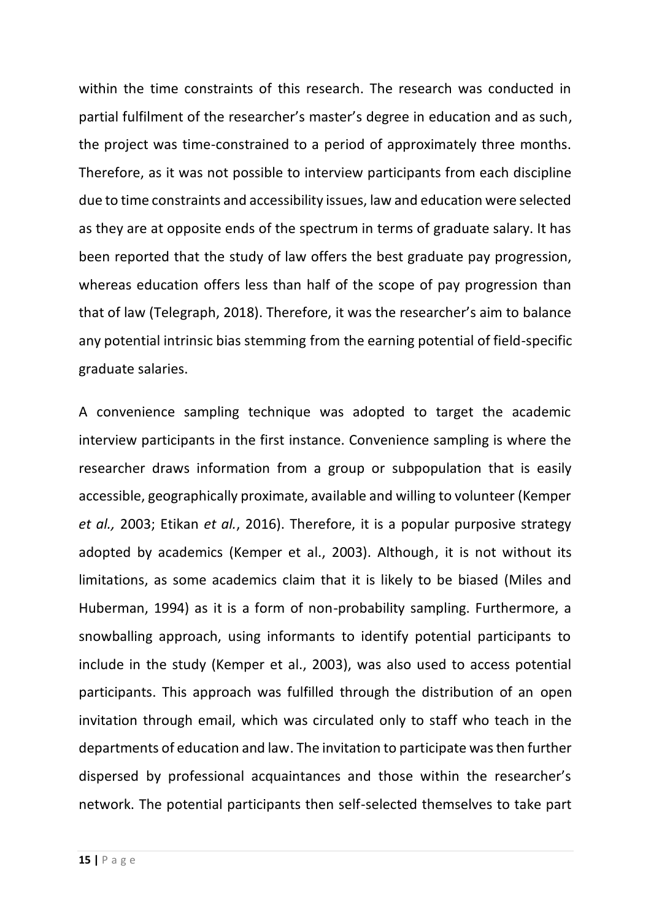within the time constraints of this research. The research was conducted in partial fulfilment of the researcher's master's degree in education and as such, the project was time-constrained to a period of approximately three months. Therefore, as it was not possible to interview participants from each discipline due to time constraints and accessibility issues, law and education were selected as they are at opposite ends of the spectrum in terms of graduate salary. It has been reported that the study of law offers the best graduate pay progression, whereas education offers less than half of the scope of pay progression than that of law (Telegraph, 2018). Therefore, it was the researcher's aim to balance any potential intrinsic bias stemming from the earning potential of field-specific graduate salaries.

A convenience sampling technique was adopted to target the academic interview participants in the first instance. Convenience sampling is where the researcher draws information from a group or subpopulation that is easily accessible, geographically proximate, available and willing to volunteer (Kemper *et al.,* 2003; Etikan *et al.*, 2016). Therefore, it is a popular purposive strategy adopted by academics (Kemper et al., 2003). Although, it is not without its limitations, as some academics claim that it is likely to be biased (Miles and Huberman, 1994) as it is a form of non-probability sampling. Furthermore, a snowballing approach, using informants to identify potential participants to include in the study (Kemper et al., 2003), was also used to access potential participants. This approach was fulfilled through the distribution of an open invitation through email, which was circulated only to staff who teach in the departments of education and law. The invitation to participate was then further dispersed by professional acquaintances and those within the researcher's network. The potential participants then self-selected themselves to take part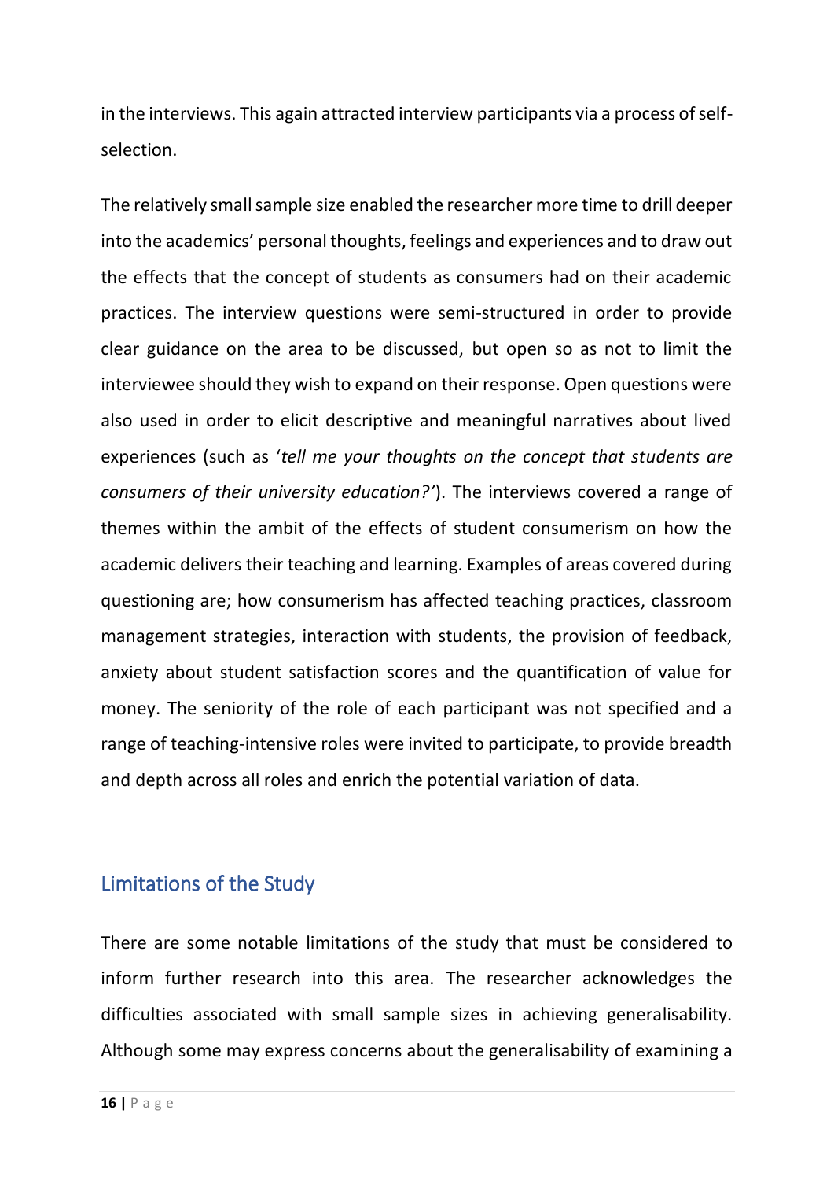in the interviews. This again attracted interview participants via a process of self-selection.

The relatively small sample size enabled the researcher more time to drill deeper into the academics' personal thoughts, feelings and experiences and to draw out the effects that the concept of students as consumers had on their academic practices. The interview questions were semi-structured in order to provide clear guidance on the area to be discussed, but open so as not to limit the interviewee should they wish to expand on their response. Open questions were also used in order to elicit descriptive and meaningful narratives about lived experiences (such as '*tell me your thoughts on the concept that students are consumers of their university education?'*). The interviews covered a range of themes within the ambit of the effects of student consumerism on how the academic delivers their teaching and learning. Examples of areas covered during questioning are; how consumerism has affected teaching practices, classroom management strategies, interaction with students, the provision of feedback, anxiety about student satisfaction scores and the quantification of value for money. The seniority of the role of each participant was not specified and a range of teaching-intensive roles were invited to participate, to provide breadth and depth across all roles and enrich the potential variation of data.

## Limitations of the Study

There are some notable limitations of the study that must be considered to inform further research into this area. The researcher acknowledges the difficulties associated with small sample sizes in achieving generalisability. Although some may express concerns about the generalisability of examining a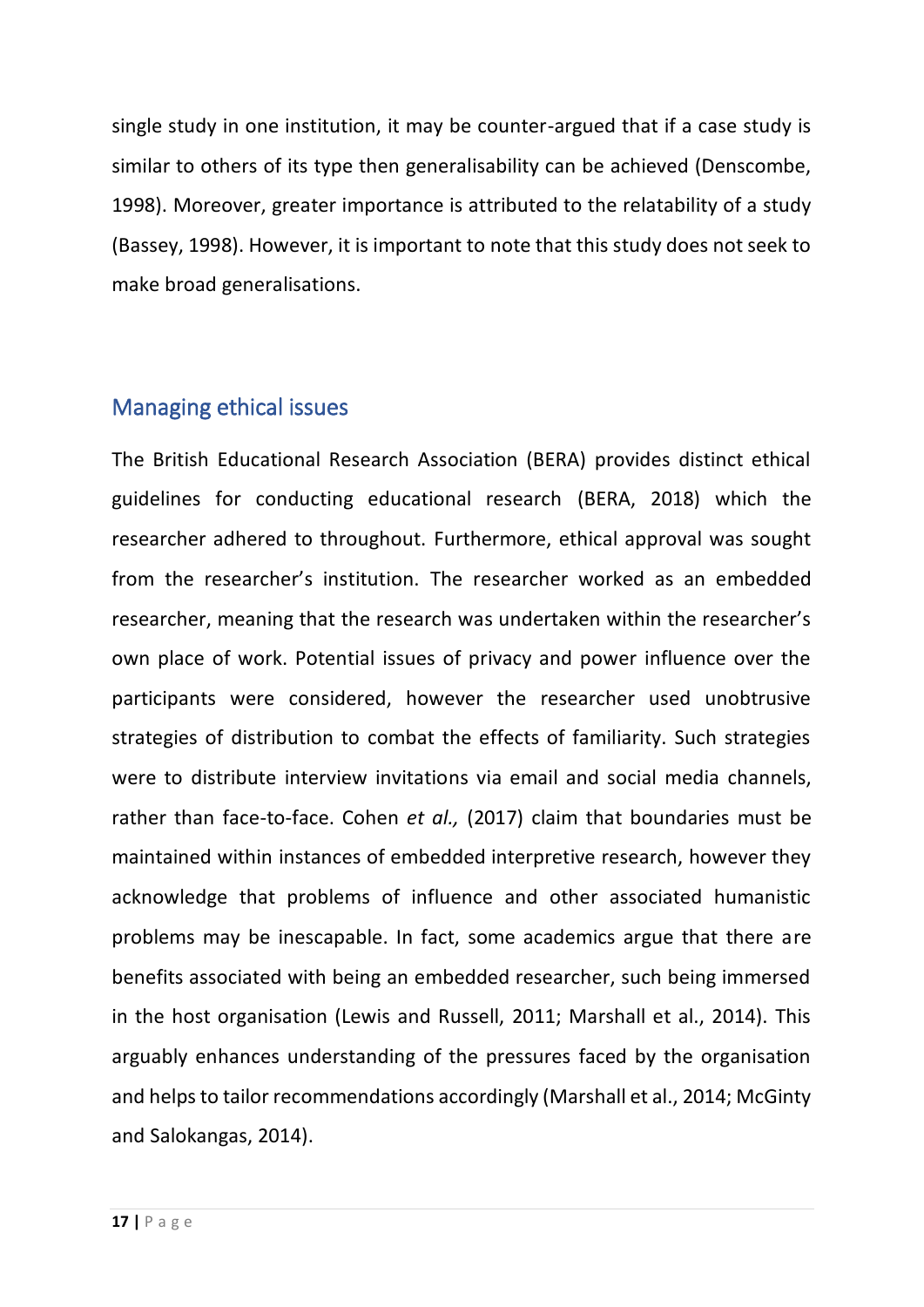single study in one institution, it may be counter-argued that if a case study is similar to others of its type then generalisability can be achieved (Denscombe, 1998). Moreover, greater importance is attributed to the relatability of a study (Bassey, 1998). However, it is important to note that this study does not seek to make broad generalisations.

## Managing ethical issues

The British Educational Research Association (BERA) provides distinct ethical guidelines for conducting educational research (BERA, 2018) which the researcher adhered to throughout. Furthermore, ethical approval was sought from the researcher's institution. The researcher worked as an embedded researcher, meaning that the research was undertaken within the researcher's own place of work. Potential issues of privacy and power influence over the participants were considered, however the researcher used unobtrusive strategies of distribution to combat the effects of familiarity. Such strategies were to distribute interview invitations via email and social media channels, rather than face-to-face. Cohen *et al.,* (2017) claim that boundaries must be maintained within instances of embedded interpretive research, however they acknowledge that problems of influence and other associated humanistic problems may be inescapable. In fact, some academics argue that there are benefits associated with being an embedded researcher, such being immersed in the host organisation (Lewis and Russell, 2011; Marshall et al., 2014). This arguably enhances understanding of the pressures faced by the organisation and helps to tailor recommendations accordingly (Marshall et al., 2014; McGinty and Salokangas, 2014).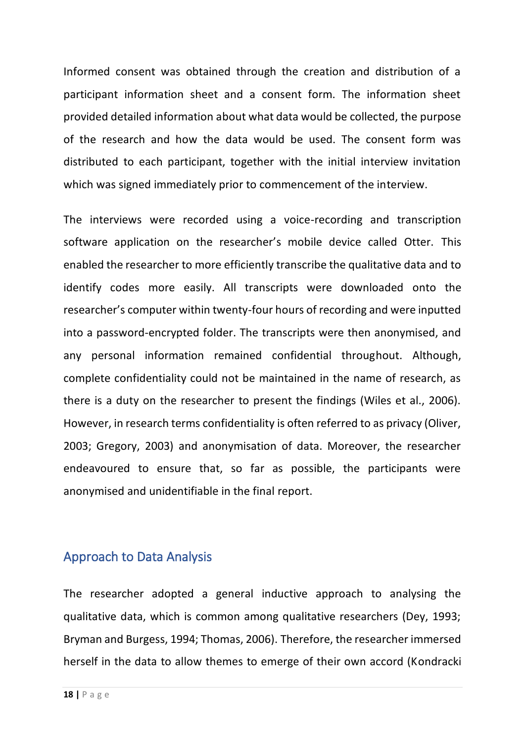Informed consent was obtained through the creation and distribution of a participant information sheet and a consent form. The information sheet provided detailed information about what data would be collected, the purpose of the research and how the data would be used. The consent form was distributed to each participant, together with the initial interview invitation which was signed immediately prior to commencement of the interview.

The interviews were recorded using a voice-recording and transcription software application on the researcher's mobile device called Otter. This enabled the researcher to more efficiently transcribe the qualitative data and to identify codes more easily. All transcripts were downloaded onto the researcher's computer within twenty-four hours of recording and were inputted into a password-encrypted folder. The transcripts were then anonymised, and any personal information remained confidential throughout. Although, complete confidentiality could not be maintained in the name of research, as there is a duty on the researcher to present the findings (Wiles et al., 2006). However, in research terms confidentiality is often referred to as privacy (Oliver, 2003; Gregory, 2003) and anonymisation of data. Moreover, the researcher endeavoured to ensure that, so far as possible, the participants were anonymised and unidentifiable in the final report.

## Approach to Data Analysis

The researcher adopted a general inductive approach to analysing the qualitative data, which is common among qualitative researchers (Dey, 1993; Bryman and Burgess, 1994; Thomas, 2006). Therefore, the researcher immersed herself in the data to allow themes to emerge of their own accord (Kondracki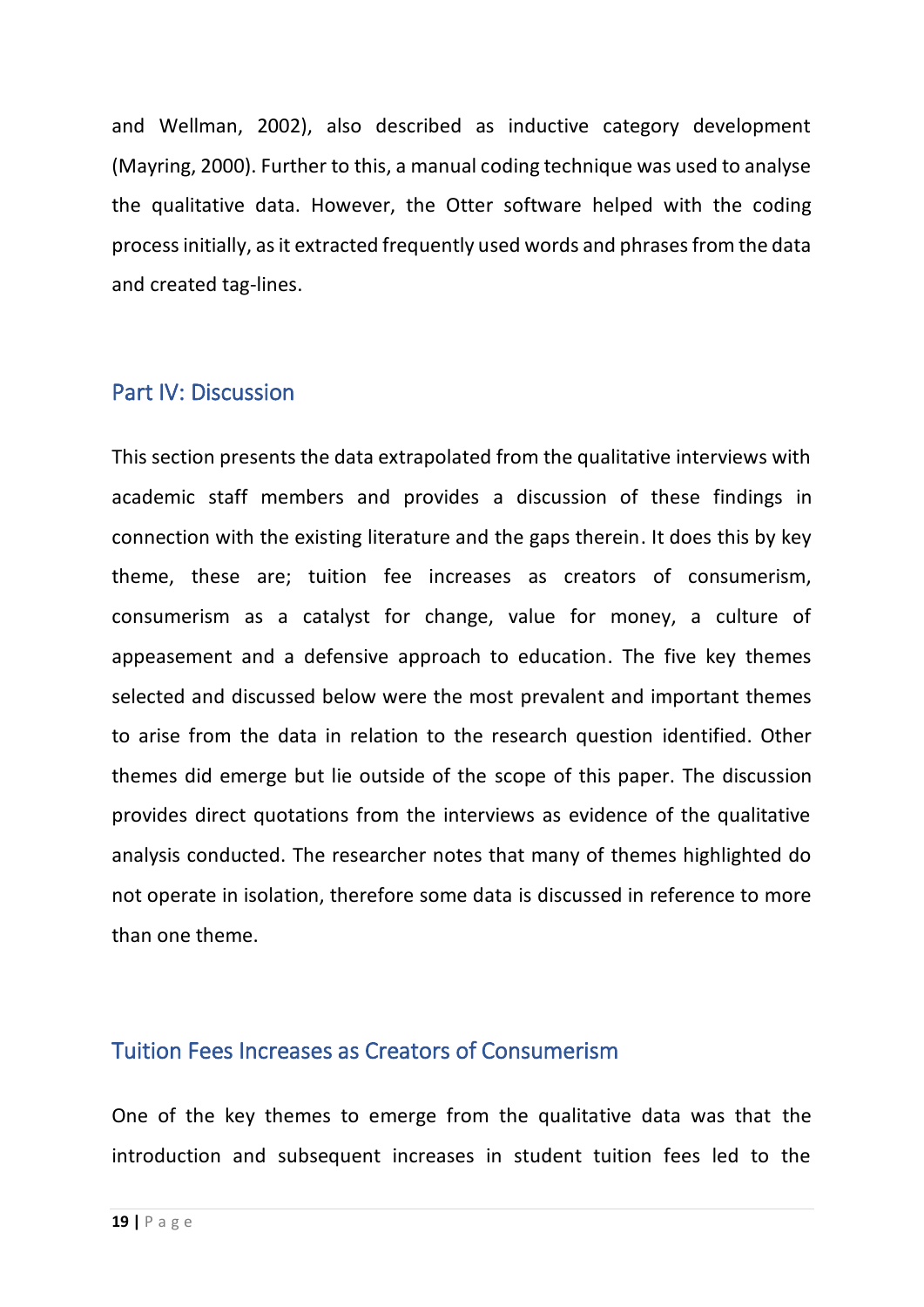and Wellman, 2002), also described as inductive category development (Mayring, 2000). Further to this, a manual coding technique was used to analyse the qualitative data. However, the Otter software helped with the coding process initially, as it extracted frequently used words and phrases from the data and created tag-lines.

## Part IV: Discussion

This section presents the data extrapolated from the qualitative interviews with academic staff members and provides a discussion of these findings in connection with the existing literature and the gaps therein. It does this by key theme, these are; tuition fee increases as creators of consumerism, consumerism as a catalyst for change, value for money, a culture of appeasement and a defensive approach to education. The five key themes selected and discussed below were the most prevalent and important themes to arise from the data in relation to the research question identified. Other themes did emerge but lie outside of the scope of this paper. The discussion provides direct quotations from the interviews as evidence of the qualitative analysis conducted. The researcher notes that many of themes highlighted do not operate in isolation, therefore some data is discussed in reference to more than one theme.

### Tuition Fees Increases as Creators of Consumerism

One of the key themes to emerge from the qualitative data was that the introduction and subsequent increases in student tuition fees led to the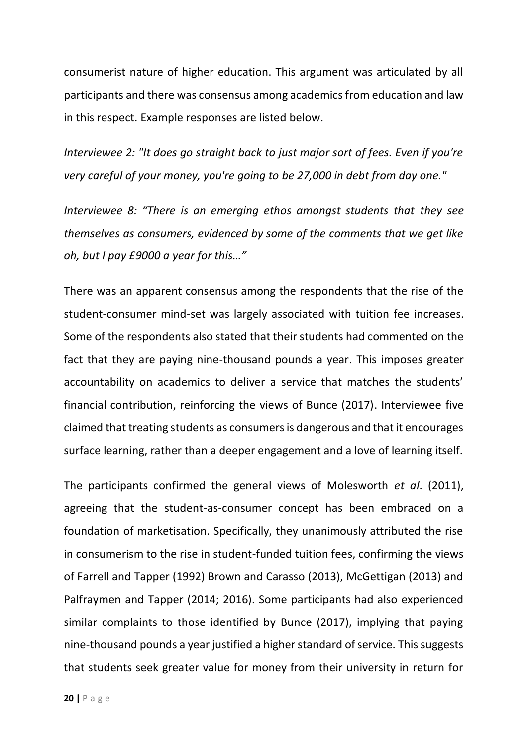consumerist nature of higher education. This argument was articulated by all participants and there was consensus among academics from education and law in this respect. Example responses are listed below.

*Interviewee 2: "It does go straight back to just major sort of fees. Even if you're very careful of your money, you're going to be 27,000 in debt from day one."*

*Interviewee 8: "There is an emerging ethos amongst students that they see themselves as consumers, evidenced by some of the comments that we get like oh, but I pay £9000 a year for this…"*

There was an apparent consensus among the respondents that the rise of the student-consumer mind-set was largely associated with tuition fee increases. Some of the respondents also stated that their students had commented on the fact that they are paying nine-thousand pounds a year. This imposes greater accountability on academics to deliver a service that matches the students' financial contribution, reinforcing the views of Bunce (2017). Interviewee five claimed that treating students as consumers is dangerous and that it encourages surface learning, rather than a deeper engagement and a love of learning itself.

The participants confirmed the general views of Molesworth *et al*. (2011), agreeing that the student-as-consumer concept has been embraced on a foundation of marketisation. Specifically, they unanimously attributed the rise in consumerism to the rise in student-funded tuition fees, confirming the views of Farrell and Tapper (1992) Brown and Carasso (2013), McGettigan (2013) and Palfraymen and Tapper (2014; 2016). Some participants had also experienced similar complaints to those identified by Bunce (2017), implying that paying nine-thousand pounds a year justified a higher standard of service. This suggests that students seek greater value for money from their university in return for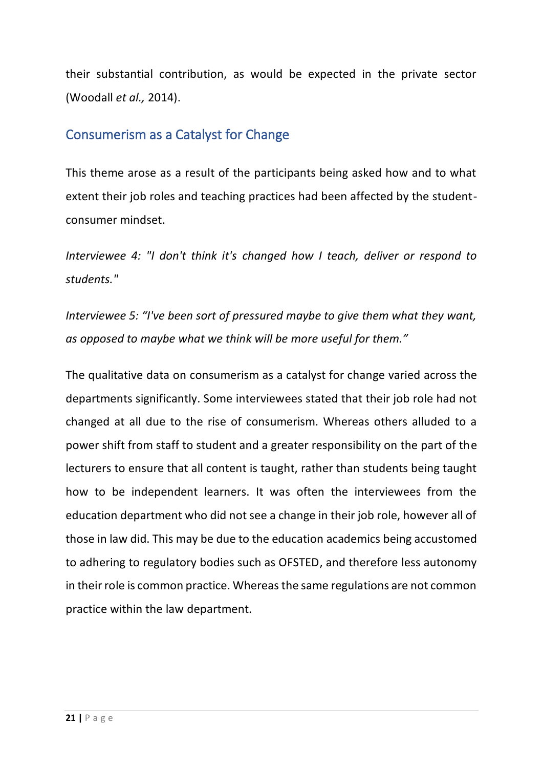their substantial contribution, as would be expected in the private sector (Woodall *et al.,* 2014).

## Consumerism as a Catalyst for Change

This theme arose as a result of the participants being asked how and to what extent their job roles and teaching practices had been affected by the student-consumer mindset.

*Interviewee 4: "I don't think it's changed how I teach, deliver or respond to students."*

*Interviewee 5: "I've been sort of pressured maybe to give them what they want, as opposed to maybe what we think will be more useful for them."*

The qualitative data on consumerism as a catalyst for change varied across the departments significantly. Some interviewees stated that their job role had not changed at all due to the rise of consumerism. Whereas others alluded to a power shift from staff to student and a greater responsibility on the part of the lecturers to ensure that all content is taught, rather than students being taught how to be independent learners. It was often the interviewees from the education department who did not see a change in their job role, however all of those in law did. This may be due to the education academics being accustomed to adhering to regulatory bodies such as OFSTED, and therefore less autonomy in their role is common practice. Whereas the same regulations are not common practice within the law department.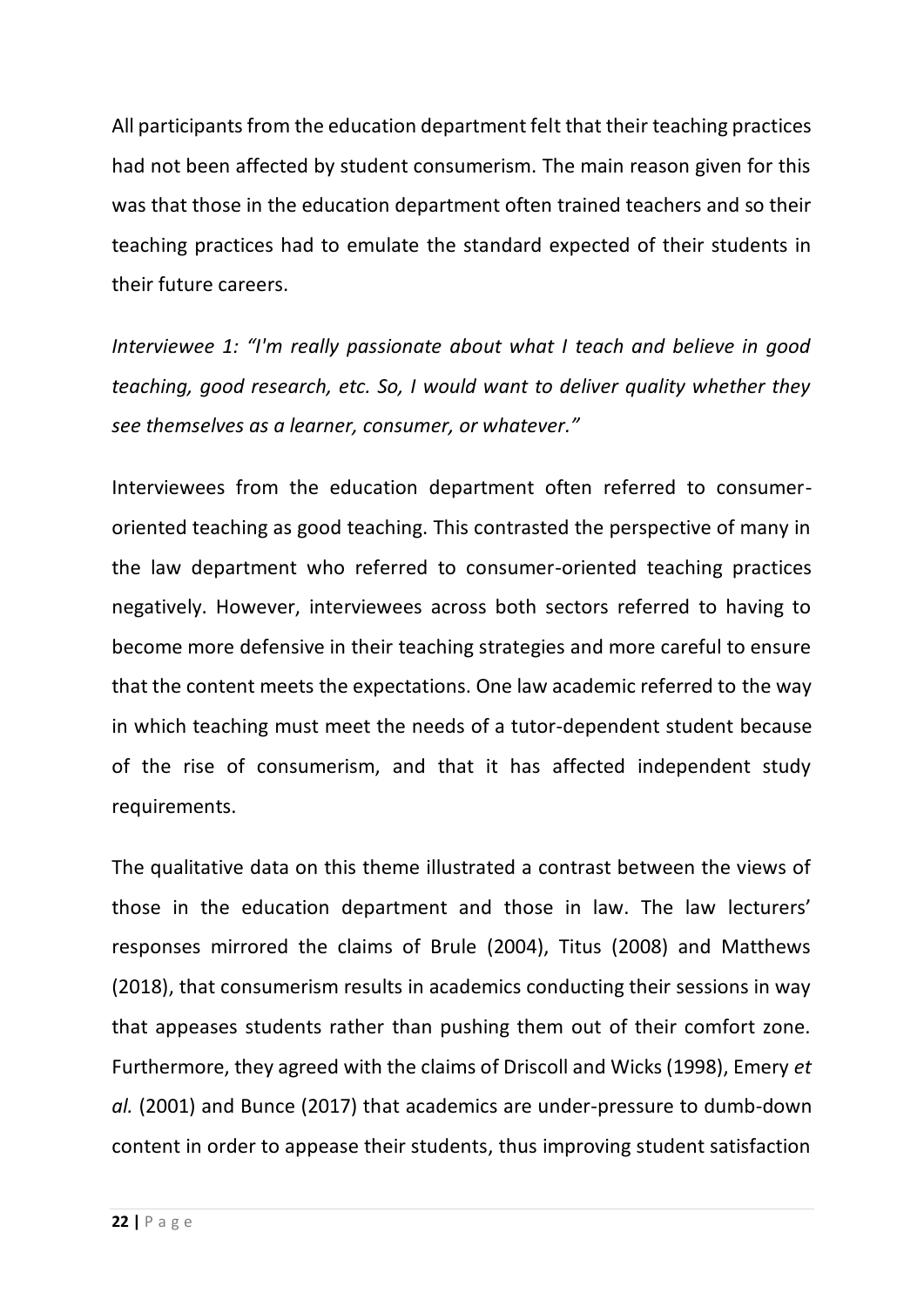All participants from the education department felt that their teaching practices had not been affected by student consumerism. The main reason given for this was that those in the education department often trained teachers and so their teaching practices had to emulate the standard expected of their students in their future careers.

*Interviewee 1: "I'm really passionate about what I teach and believe in good teaching, good research, etc. So, I would want to deliver quality whether they see themselves as a learner, consumer, or whatever."*

Interviewees from the education department often referred to consumer-oriented teaching as good teaching. This contrasted the perspective of many in the law department who referred to consumer-oriented teaching practices negatively. However, interviewees across both sectors referred to having to become more defensive in their teaching strategies and more careful to ensure that the content meets the expectations. One law academic referred to the way in which teaching must meet the needs of a tutor-dependent student because of the rise of consumerism, and that it has affected independent study requirements.

The qualitative data on this theme illustrated a contrast between the views of those in the education department and those in law. The law lecturers' responses mirrored the claims of Brule (2004), Titus (2008) and Matthews (2018), that consumerism results in academics conducting their sessions in way that appeases students rather than pushing them out of their comfort zone. Furthermore, they agreed with the claims of Driscoll and Wicks (1998), Emery *et al.* (2001) and Bunce (2017) that academics are under-pressure to dumb-down content in order to appease their students, thus improving student satisfaction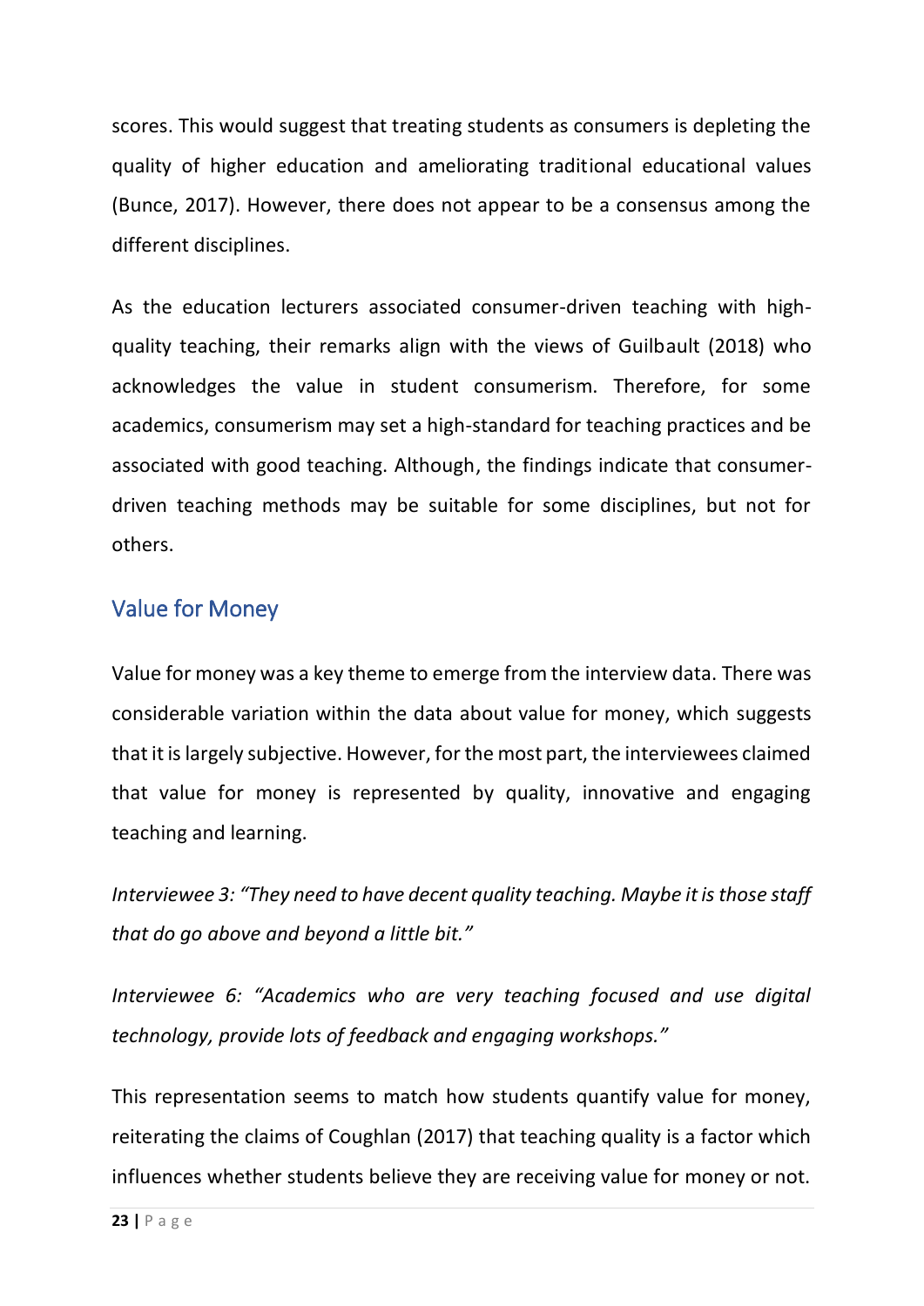scores. This would suggest that treating students as consumers is depleting the quality of higher education and ameliorating traditional educational values (Bunce, 2017). However, there does not appear to be a consensus among the different disciplines.

As the education lecturers associated consumer-driven teaching with high-quality teaching, their remarks align with the views of Guilbault (2018) who acknowledges the value in student consumerism. Therefore, for some academics, consumerism may set a high-standard for teaching practices and be associated with good teaching. Although, the findings indicate that consumer-driven teaching methods may be suitable for some disciplines, but not for others.

## Value for Money

Value for money was a key theme to emerge from the interview data. There was considerable variation within the data about value for money, which suggests that it is largely subjective. However, for the most part, the interviewees claimed that value for money is represented by quality, innovative and engaging teaching and learning.

*Interviewee 3: "They need to have decent quality teaching. Maybe it is those staff that do go above and beyond a little bit."*

*Interviewee 6: "Academics who are very teaching focused and use digital technology, provide lots of feedback and engaging workshops."*

This representation seems to match how students quantify value for money, reiterating the claims of Coughlan (2017) that teaching quality is a factor which influences whether students believe they are receiving value for money or not.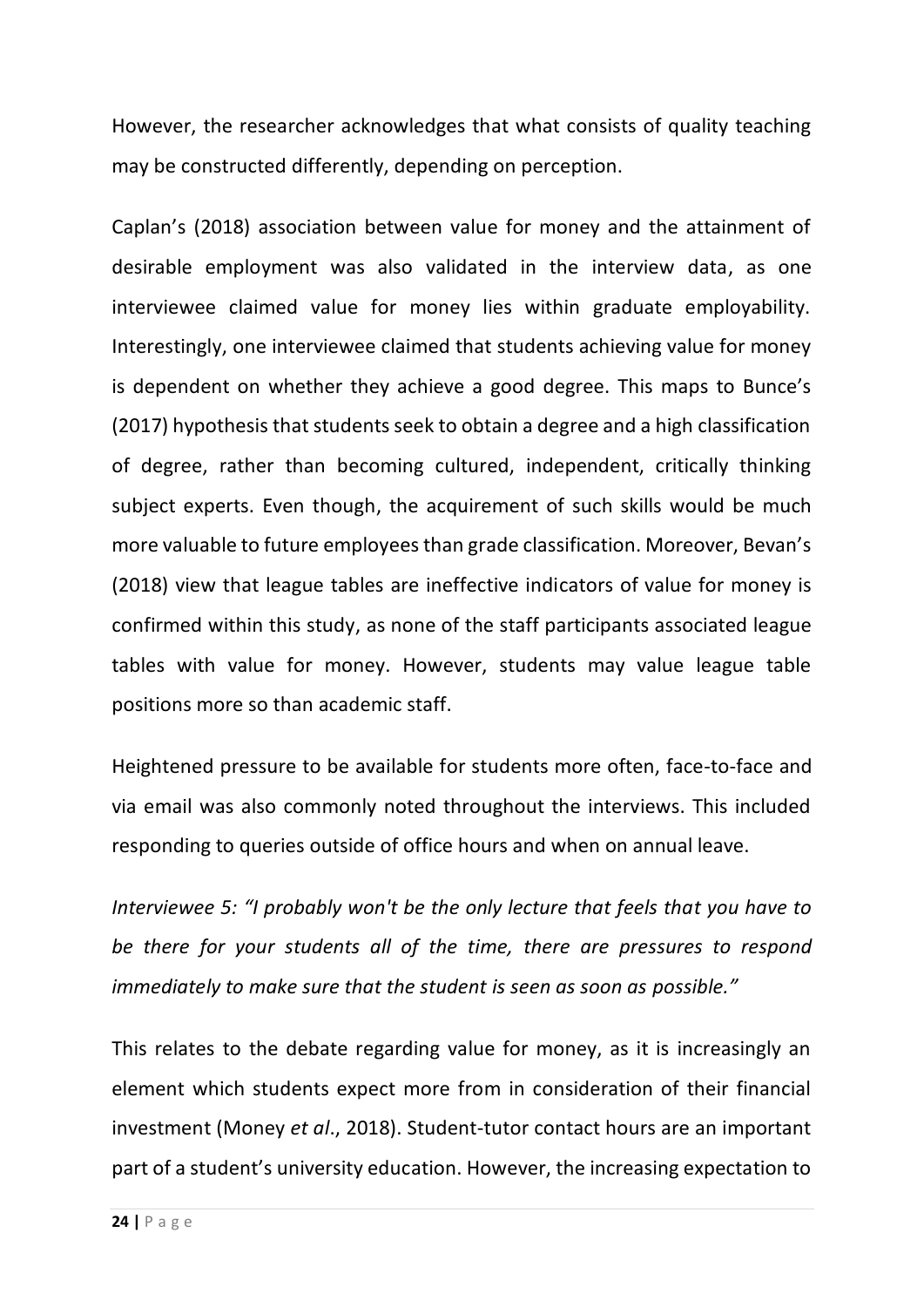However, the researcher acknowledges that what consists of quality teaching may be constructed differently, depending on perception.

Caplan's (2018) association between value for money and the attainment of desirable employment was also validated in the interview data, as one interviewee claimed value for money lies within graduate employability. Interestingly, one interviewee claimed that students achieving value for money is dependent on whether they achieve a good degree. This maps to Bunce's (2017) hypothesis that students seek to obtain a degree and a high classification of degree, rather than becoming cultured, independent, critically thinking subject experts. Even though, the acquirement of such skills would be much more valuable to future employees than grade classification. Moreover, Bevan's (2018) view that league tables are ineffective indicators of value for money is confirmed within this study, as none of the staff participants associated league tables with value for money. However, students may value league table positions more so than academic staff.

Heightened pressure to be available for students more often, face-to-face and via email was also commonly noted throughout the interviews. This included responding to queries outside of office hours and when on annual leave.

*Interviewee 5: "I probably won't be the only lecture that feels that you have to be there for your students all of the time, there are pressures to respond immediately to make sure that the student is seen as soon as possible."*

This relates to the debate regarding value for money, as it is increasingly an element which students expect more from in consideration of their financial investment (Money *et al*., 2018). Student-tutor contact hours are an important part of a student's university education. However, the increasing expectation to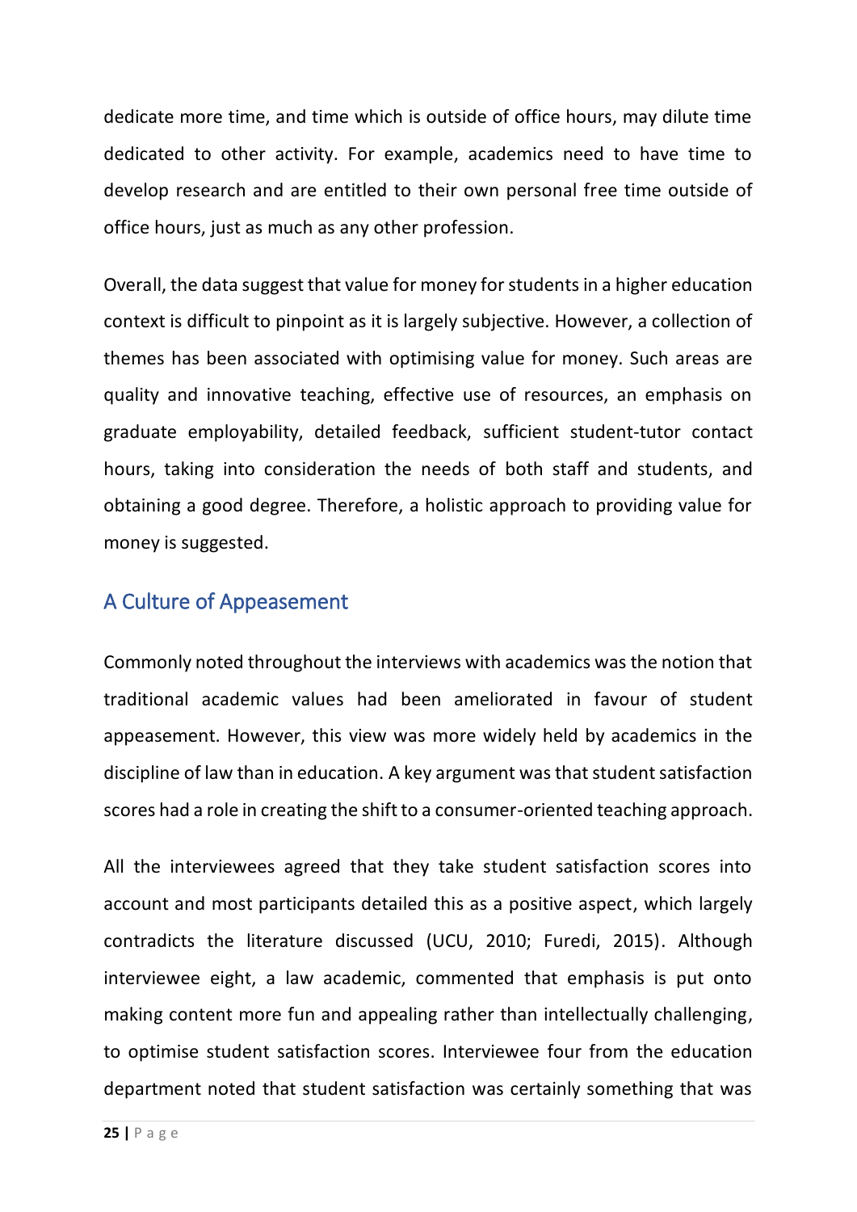dedicate more time, and time which is outside of office hours, may dilute time dedicated to other activity. For example, academics need to have time to develop research and are entitled to their own personal free time outside of office hours, just as much as any other profession.

Overall, the data suggest that value for money for students in a higher education context is difficult to pinpoint as it is largely subjective. However, a collection of themes has been associated with optimising value for money. Such areas are quality and innovative teaching, effective use of resources, an emphasis on graduate employability, detailed feedback, sufficient student-tutor contact hours, taking into consideration the needs of both staff and students, and obtaining a good degree. Therefore, a holistic approach to providing value for money is suggested.

## A Culture of Appeasement

Commonly noted throughout the interviews with academics was the notion that traditional academic values had been ameliorated in favour of student appeasement. However, this view was more widely held by academics in the discipline of law than in education. A key argument was that student satisfaction scores had a role in creating the shift to a consumer-oriented teaching approach.

All the interviewees agreed that they take student satisfaction scores into account and most participants detailed this as a positive aspect, which largely contradicts the literature discussed (UCU, 2010; Furedi, 2015). Although interviewee eight, a law academic, commented that emphasis is put onto making content more fun and appealing rather than intellectually challenging, to optimise student satisfaction scores. Interviewee four from the education department noted that student satisfaction was certainly something that was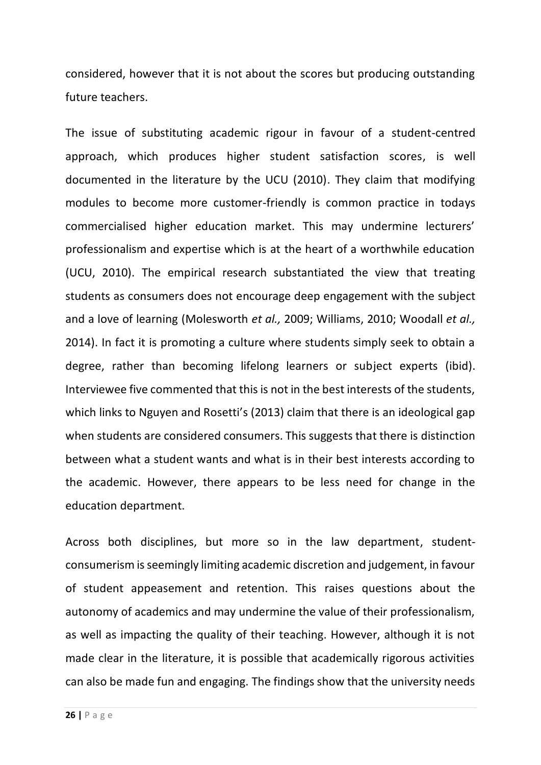considered, however that it is not about the scores but producing outstanding future teachers.

The issue of substituting academic rigour in favour of a student-centred approach, which produces higher student satisfaction scores, is well documented in the literature by the UCU (2010). They claim that modifying modules to become more customer-friendly is common practice in todays commercialised higher education market. This may undermine lecturers' professionalism and expertise which is at the heart of a worthwhile education (UCU, 2010). The empirical research substantiated the view that treating students as consumers does not encourage deep engagement with the subject and a love of learning (Molesworth *et al.,* 2009; Williams, 2010; Woodall *et al.,* 2014). In fact it is promoting a culture where students simply seek to obtain a degree, rather than becoming lifelong learners or subject experts (ibid). Interviewee five commented that this is not in the best interests of the students, which links to Nguyen and Rosetti's (2013) claim that there is an ideological gap when students are considered consumers. This suggests that there is distinction between what a student wants and what is in their best interests according to the academic. However, there appears to be less need for change in the education department.

Across both disciplines, but more so in the law department, student-consumerism is seemingly limiting academic discretion and judgement, in favour of student appeasement and retention. This raises questions about the autonomy of academics and may undermine the value of their professionalism, as well as impacting the quality of their teaching. However, although it is not made clear in the literature, it is possible that academically rigorous activities can also be made fun and engaging. The findings show that the university needs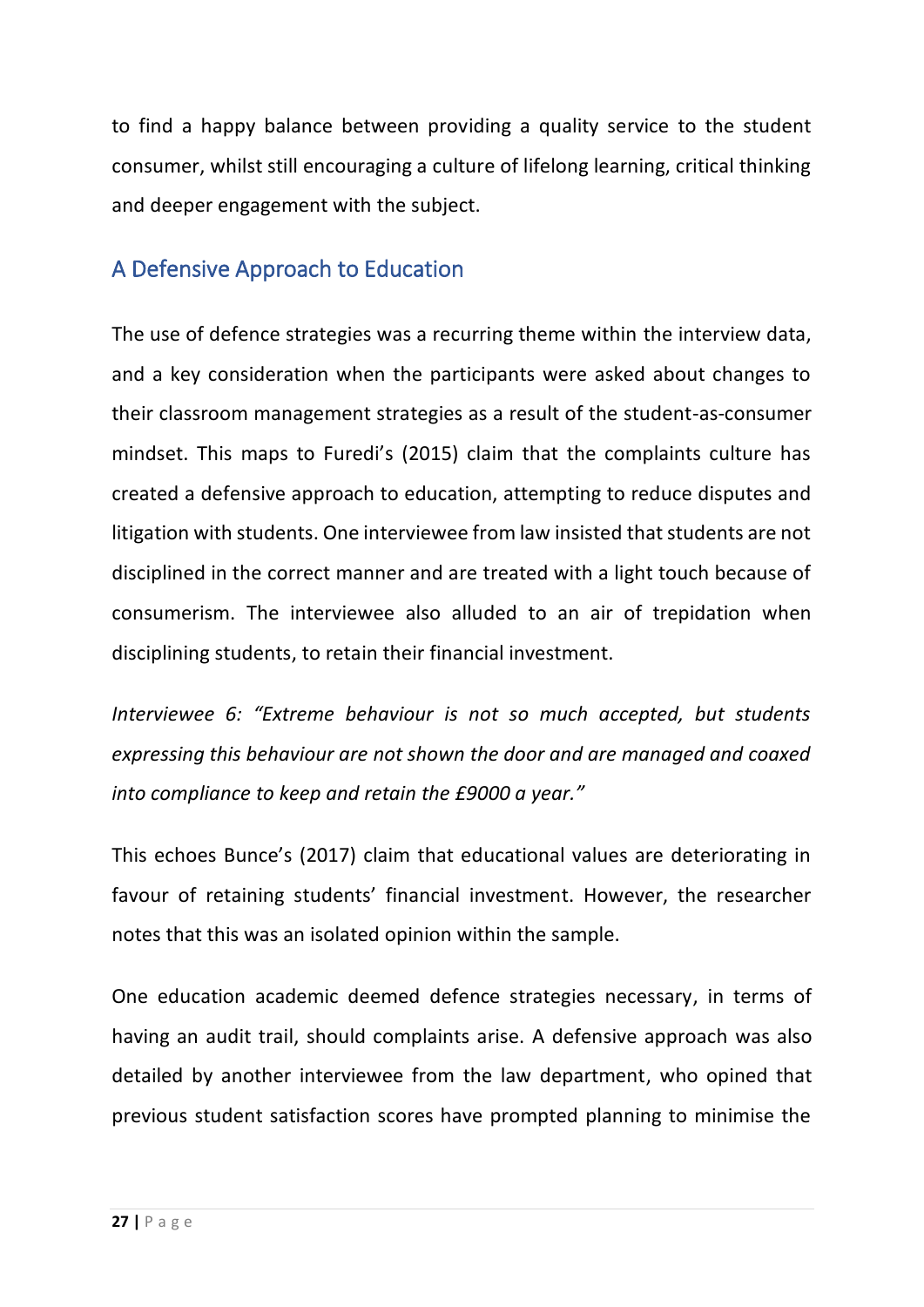to find a happy balance between providing a quality service to the student consumer, whilst still encouraging a culture of lifelong learning, critical thinking and deeper engagement with the subject.

## A Defensive Approach to Education

The use of defence strategies was a recurring theme within the interview data, and a key consideration when the participants were asked about changes to their classroom management strategies as a result of the student-as-consumer mindset. This maps to Furedi's (2015) claim that the complaints culture has created a defensive approach to education, attempting to reduce disputes and litigation with students. One interviewee from law insisted that students are not disciplined in the correct manner and are treated with a light touch because of consumerism. The interviewee also alluded to an air of trepidation when disciplining students, to retain their financial investment.

*Interviewee 6: "Extreme behaviour is not so much accepted, but students expressing this behaviour are not shown the door and are managed and coaxed into compliance to keep and retain the £9000 a year."*

This echoes Bunce's (2017) claim that educational values are deteriorating in favour of retaining students' financial investment. However, the researcher notes that this was an isolated opinion within the sample.

One education academic deemed defence strategies necessary, in terms of having an audit trail, should complaints arise. A defensive approach was also detailed by another interviewee from the law department, who opined that previous student satisfaction scores have prompted planning to minimise the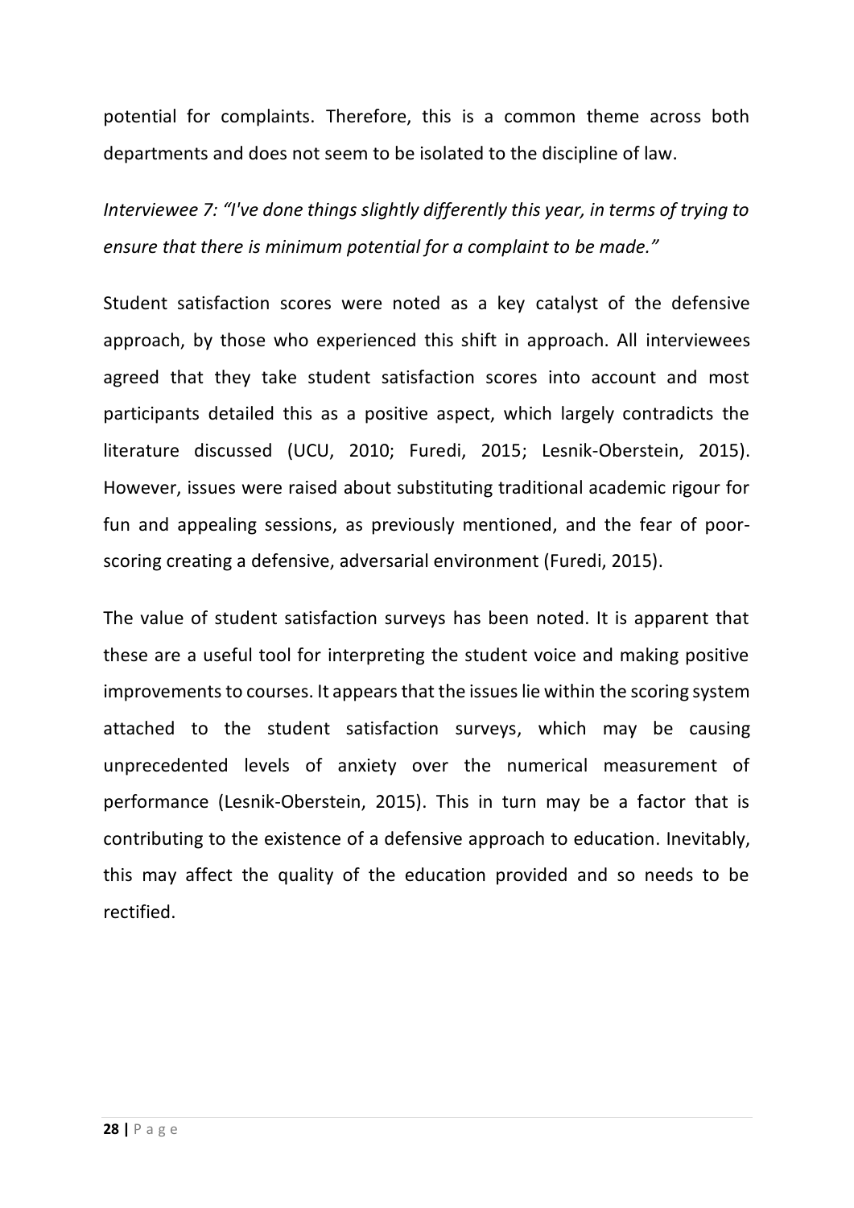potential for complaints. Therefore, this is a common theme across both departments and does not seem to be isolated to the discipline of law.

*Interviewee 7: "I've done things slightly differently this year, in terms of trying to ensure that there is minimum potential for a complaint to be made."*

Student satisfaction scores were noted as a key catalyst of the defensive approach, by those who experienced this shift in approach. All interviewees agreed that they take student satisfaction scores into account and most participants detailed this as a positive aspect, which largely contradicts the literature discussed (UCU, 2010; Furedi, 2015; Lesnik-Oberstein, 2015). However, issues were raised about substituting traditional academic rigour for fun and appealing sessions, as previously mentioned, and the fear of poor-scoring creating a defensive, adversarial environment (Furedi, 2015).

The value of student satisfaction surveys has been noted. It is apparent that these are a useful tool for interpreting the student voice and making positive improvements to courses. It appears that the issues lie within the scoring system attached to the student satisfaction surveys, which may be causing unprecedented levels of anxiety over the numerical measurement of performance (Lesnik-Oberstein, 2015). This in turn may be a factor that is contributing to the existence of a defensive approach to education. Inevitably, this may affect the quality of the education provided and so needs to be rectified.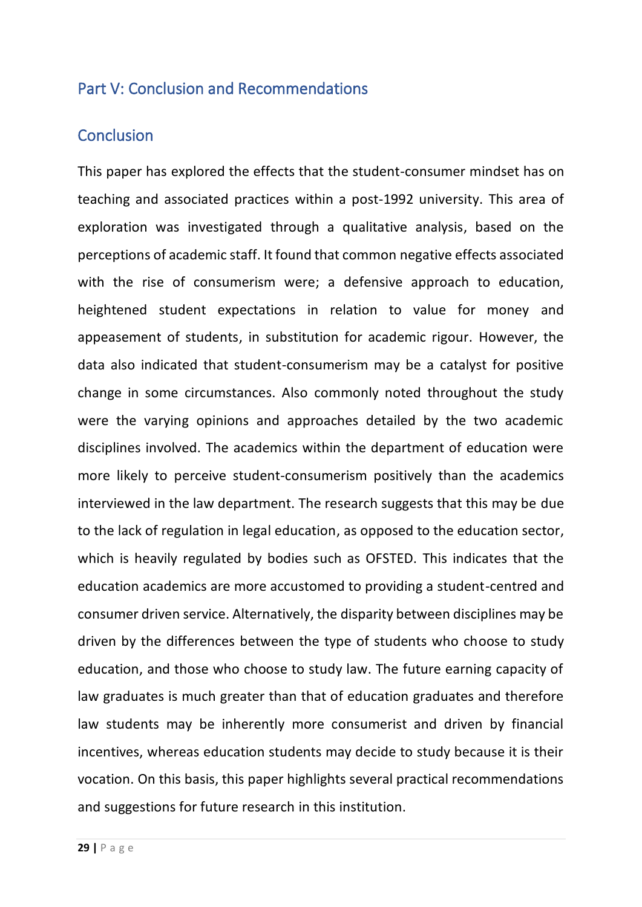## Part V: Conclusion and Recommendations

### Conclusion

This paper has explored the effects that the student-consumer mindset has on teaching and associated practices within a post-1992 university. This area of exploration was investigated through a qualitative analysis, based on the perceptions of academic staff. It found that common negative effects associated with the rise of consumerism were; a defensive approach to education, heightened student expectations in relation to value for money and appeasement of students, in substitution for academic rigour. However, the data also indicated that student-consumerism may be a catalyst for positive change in some circumstances. Also commonly noted throughout the study were the varying opinions and approaches detailed by the two academic disciplines involved. The academics within the department of education were more likely to perceive student-consumerism positively than the academics interviewed in the law department. The research suggests that this may be due to the lack of regulation in legal education, as opposed to the education sector, which is heavily regulated by bodies such as OFSTED. This indicates that the education academics are more accustomed to providing a student-centred and consumer driven service. Alternatively, the disparity between disciplines may be driven by the differences between the type of students who choose to study education, and those who choose to study law. The future earning capacity of law graduates is much greater than that of education graduates and therefore law students may be inherently more consumerist and driven by financial incentives, whereas education students may decide to study because it is their vocation. On this basis, this paper highlights several practical recommendations and suggestions for future research in this institution.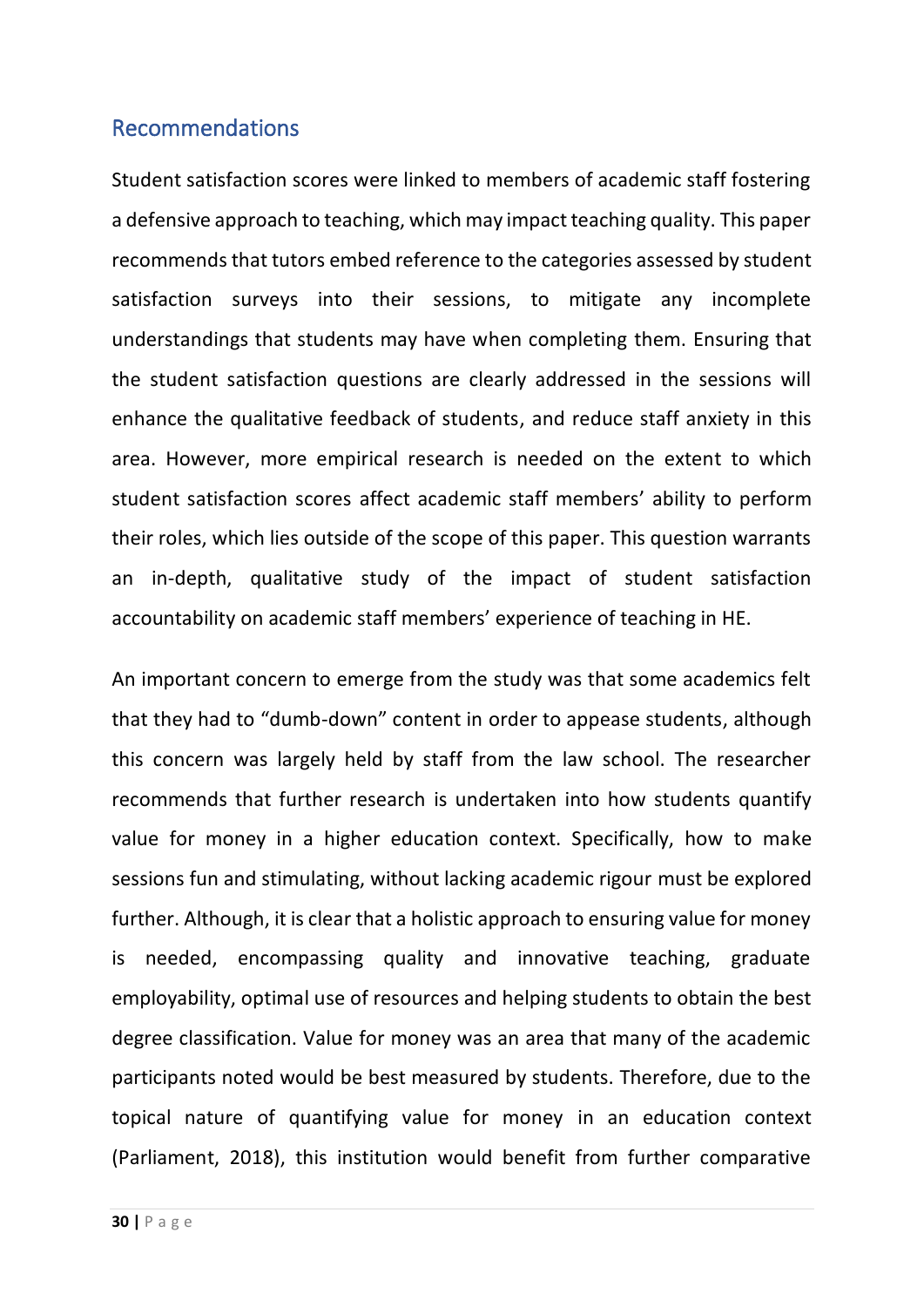## Recommendations

Student satisfaction scores were linked to members of academic staff fostering a defensive approach to teaching, which may impact teaching quality. This paper recommends that tutors embed reference to the categories assessed by student satisfaction surveys into their sessions, to mitigate any incomplete understandings that students may have when completing them. Ensuring that the student satisfaction questions are clearly addressed in the sessions will enhance the qualitative feedback of students, and reduce staff anxiety in this area. However, more empirical research is needed on the extent to which student satisfaction scores affect academic staff members' ability to perform their roles, which lies outside of the scope of this paper. This question warrants an in-depth, qualitative study of the impact of student satisfaction accountability on academic staff members' experience of teaching in HE.

An important concern to emerge from the study was that some academics felt that they had to "dumb-down" content in order to appease students, although this concern was largely held by staff from the law school. The researcher recommends that further research is undertaken into how students quantify value for money in a higher education context. Specifically, how to make sessions fun and stimulating, without lacking academic rigour must be explored further. Although, it is clear that a holistic approach to ensuring value for money is needed, encompassing quality and innovative teaching, graduate employability, optimal use of resources and helping students to obtain the best degree classification. Value for money was an area that many of the academic participants noted would be best measured by students. Therefore, due to the topical nature of quantifying value for money in an education context (Parliament, 2018), this institution would benefit from further comparative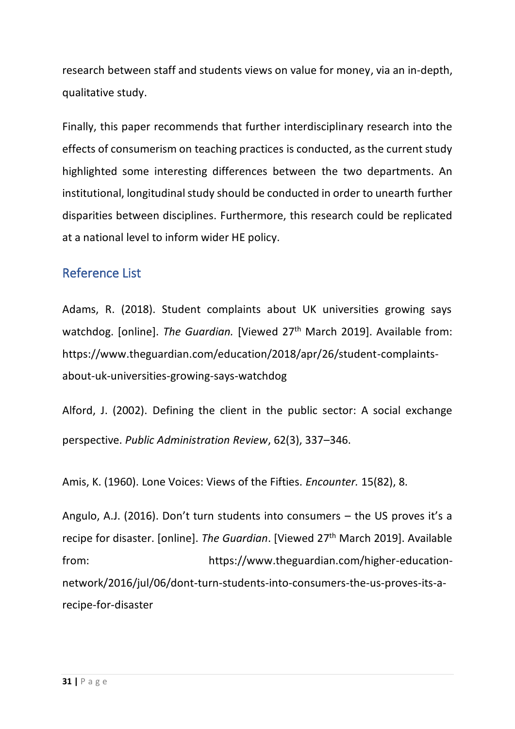research between staff and students views on value for money, via an in-depth, qualitative study.

Finally, this paper recommends that further interdisciplinary research into the effects of consumerism on teaching practices is conducted, as the current study highlighted some interesting differences between the two departments. An institutional, longitudinal study should be conducted in order to unearth further disparities between disciplines. Furthermore, this research could be replicated at a national level to inform wider HE policy.

## Reference List

Adams, R. (2018). Student complaints about UK universities growing says watchdog. [online]. *The Guardian.* [Viewed 27th March 2019]. Available from: https://www.theguardian.com/education/2018/apr/26/student-complaints-about-uk-universities-growing-says-watchdog

Alford, J. (2002). Defining the client in the public sector: A social exchange perspective. *Public Administration Review*, 62(3), 337–346.

Amis, K. (1960). Lone Voices: Views of the Fifties. *Encounter.* 15(82), 8.

Angulo, A.J. (2016). Don't turn students into consumers – the US proves it's a recipe for disaster. [online]. *The Guardian*. [Viewed 27th March 2019]. Available from: https://www.theguardian.com/higher-education-network/2016/jul/06/dont-turn-students-into-consumers-the-us-proves-its-a-recipe-for-disaster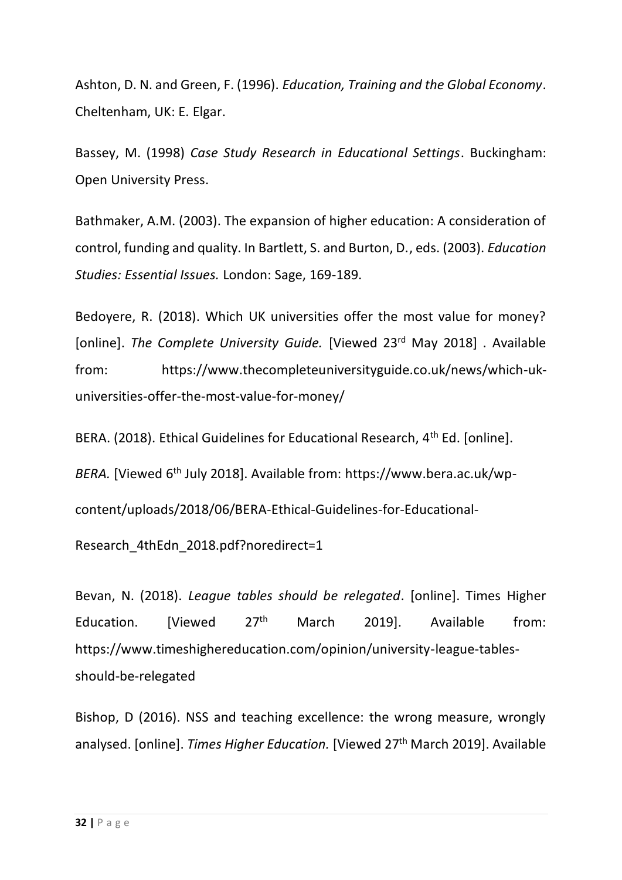Ashton, D. N. and Green, F. (1996). *Education, Training and the Global Economy*. Cheltenham, UK: E. Elgar.

Bassey, M. (1998) *Case Study Research in Educational Settings*. Buckingham: Open University Press.

Bathmaker, A.M. (2003). The expansion of higher education: A consideration of control, funding and quality. In Bartlett, S. and Burton, D., eds. (2003). *Education Studies: Essential Issues.* London: Sage, 169-189.

Bedoyere, R. (2018). Which UK universities offer the most value for money? [online]. *The Complete University Guide.* [Viewed 23rd May 2018] . Available from: https://www.thecompleteuniversityguide.co.uk/news/which-uk-universities-offer-the-most-value-for-money/

BERA. (2018). Ethical Guidelines for Educational Research, 4th Ed. [online]. *BERA.* [Viewed 6th July 2018]. Available from: https://www.bera.ac.uk/wp-content/uploads/2018/06/BERA-Ethical-Guidelines-for-Educational-Research_4thEdn_2018.pdf?noredirect=1

Bevan, N. (2018). *League tables should be relegated*. [online]. Times Higher Education. [Viewed 27th March 2019]. Available from: https://www.timeshighereducation.com/opinion/university-league-tables-should-be-relegated

Bishop, D (2016). NSS and teaching excellence: the wrong measure, wrongly analysed. [online]. *Times Higher Education.* [Viewed 27th March 2019]. Available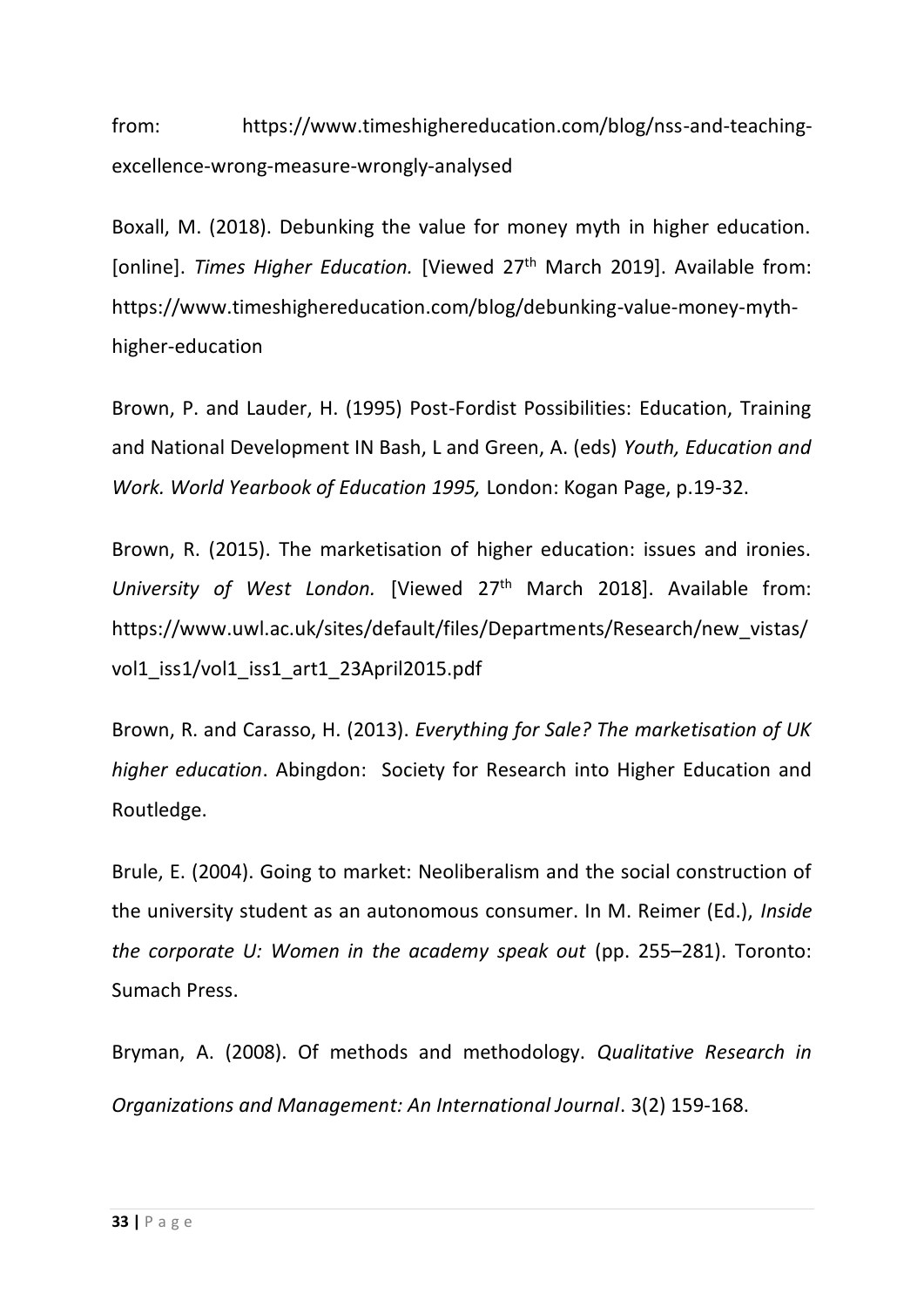from: https://www.timeshighereducation.com/blog/nss-and-teaching-excellence-wrong-measure-wrongly-analysed

Boxall, M. (2018). Debunking the value for money myth in higher education. [online]. *Times Higher Education.* [Viewed 27th March 2019]. Available from: https://www.timeshighereducation.com/blog/debunking-value-money-myth-higher-education

Brown, P. and Lauder, H. (1995) Post-Fordist Possibilities: Education, Training and National Development IN Bash, L and Green, A. (eds) *Youth, Education and Work. World Yearbook of Education 1995,* London: Kogan Page, p.19-32.

Brown, R. (2015). The marketisation of higher education: issues and ironies. *University of West London.* [Viewed 27th March 2018]. Available from: https://www.uwl.ac.uk/sites/default/files/Departments/Research/new_vistas/vol1_iss1/vol1_iss1_art1_23April2015.pdf

Brown, R. and Carasso, H. (2013). *Everything for Sale? The marketisation of UK higher education*. Abingdon: Society for Research into Higher Education and Routledge.

Brule, E. (2004). Going to market: Neoliberalism and the social construction of the university student as an autonomous consumer. In M. Reimer (Ed.), *Inside the corporate U: Women in the academy speak out* (pp. 255–281). Toronto: Sumach Press.

Bryman, A. (2008). Of methods and methodology. *Qualitative Research in Organizations and Management: An International Journal*. 3(2) 159-168.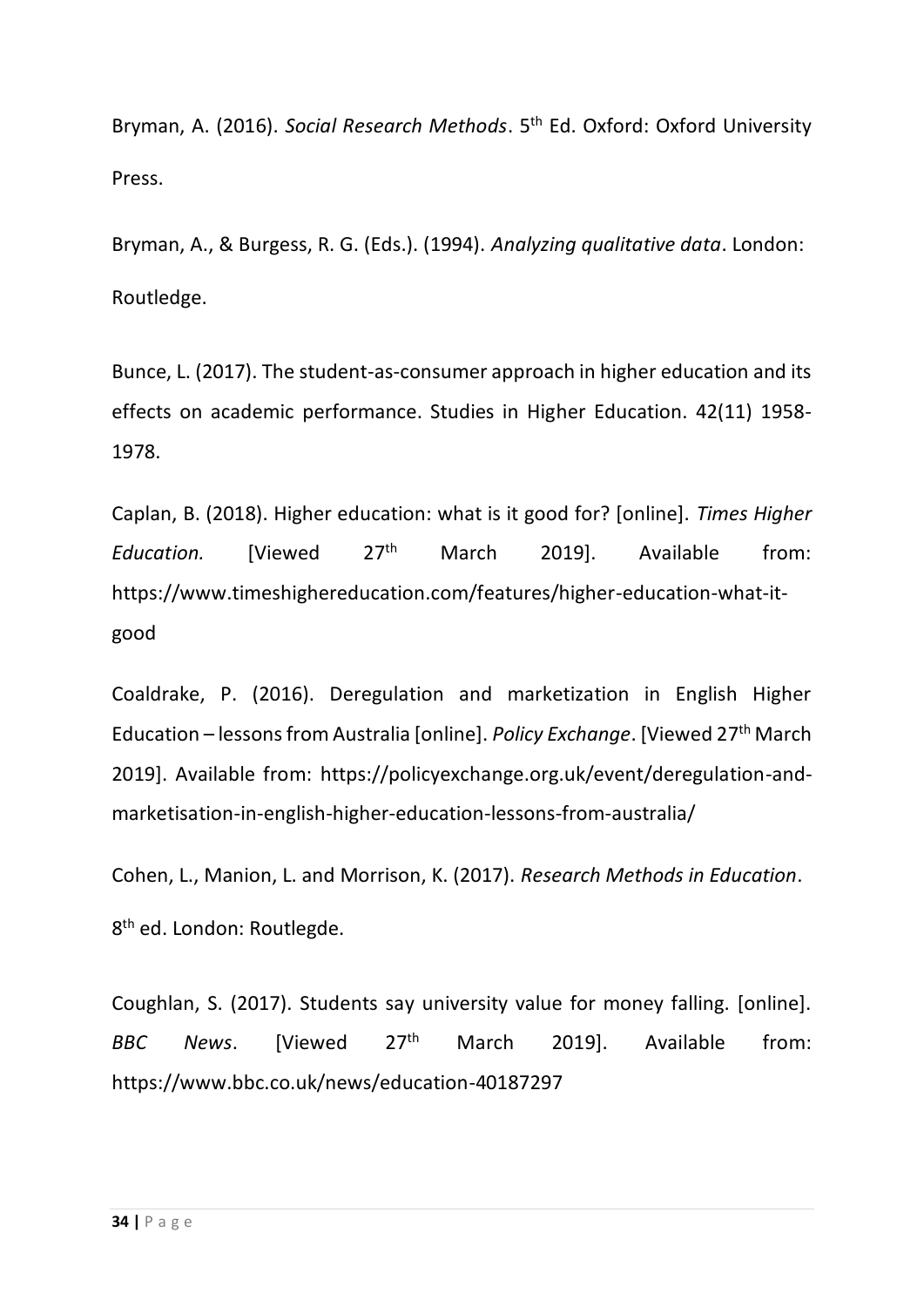Bryman, A. (2016). *Social Research Methods*. 5th Ed. Oxford: Oxford University Press.

Bryman, A., & Burgess, R. G. (Eds.). (1994). *Analyzing qualitative data*. London: Routledge.

Bunce, L. (2017). The student-as-consumer approach in higher education and its effects on academic performance. Studies in Higher Education. 42(11) 1958-1978.

Caplan, B. (2018). Higher education: what is it good for? [online]. *Times Higher Education.* [Viewed 27th March 2019]. Available from: https://www.timeshighereducation.com/features/higher-education-what-it-good

Coaldrake, P. (2016). Deregulation and marketization in English Higher Education – lessons from Australia [online]. *Policy Exchange*. [Viewed 27th March 2019]. Available from: https://policyexchange.org.uk/event/deregulation-and-marketisation-in-english-higher-education-lessons-from-australia/

Cohen, L., Manion, L. and Morrison, K. (2017). *Research Methods in Education*. 8th ed. London: Routlegde.

Coughlan, S. (2017). Students say university value for money falling. [online]. *BBC News*. [Viewed 27th March 2019]. Available from: https://www.bbc.co.uk/news/education-40187297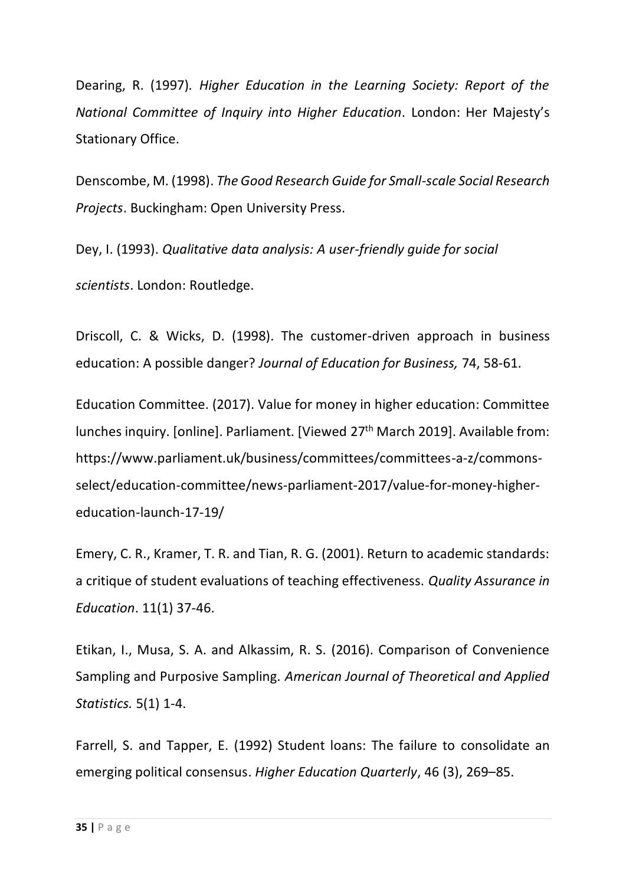Dearing, R. (1997). *Higher Education in the Learning Society: Report of the National Committee of Inquiry into Higher Education*. London: Her Majesty's Stationary Office.

Denscombe, M. (1998). *The Good Research Guide for Small-scale Social Research Projects*. Buckingham: Open University Press.

Dey, I. (1993). *Qualitative data analysis: A user-friendly guide for social scientists*. London: Routledge.

Driscoll, C. & Wicks, D. (1998). The customer-driven approach in business education: A possible danger? *Journal of Education for Business,* 74, 58-61.

Education Committee. (2017). Value for money in higher education: Committee lunches inquiry. [online]. Parliament. [Viewed 27th March 2019]. Available from: https://www.parliament.uk/business/committees/committees-a-z/commons-select/education-committee/news-parliament-2017/value-for-money-higher-education-launch-17-19/

Emery, C. R., Kramer, T. R. and Tian, R. G. (2001). Return to academic standards: a critique of student evaluations of teaching effectiveness. *Quality Assurance in Education*. 11(1) 37-46.

Etikan, I., Musa, S. A. and Alkassim, R. S. (2016). Comparison of Convenience Sampling and Purposive Sampling. *American Journal of Theoretical and Applied Statistics.* 5(1) 1-4.

Farrell, S. and Tapper, E. (1992) Student loans: The failure to consolidate an emerging political consensus. *Higher Education Quarterly*, 46 (3), 269–85.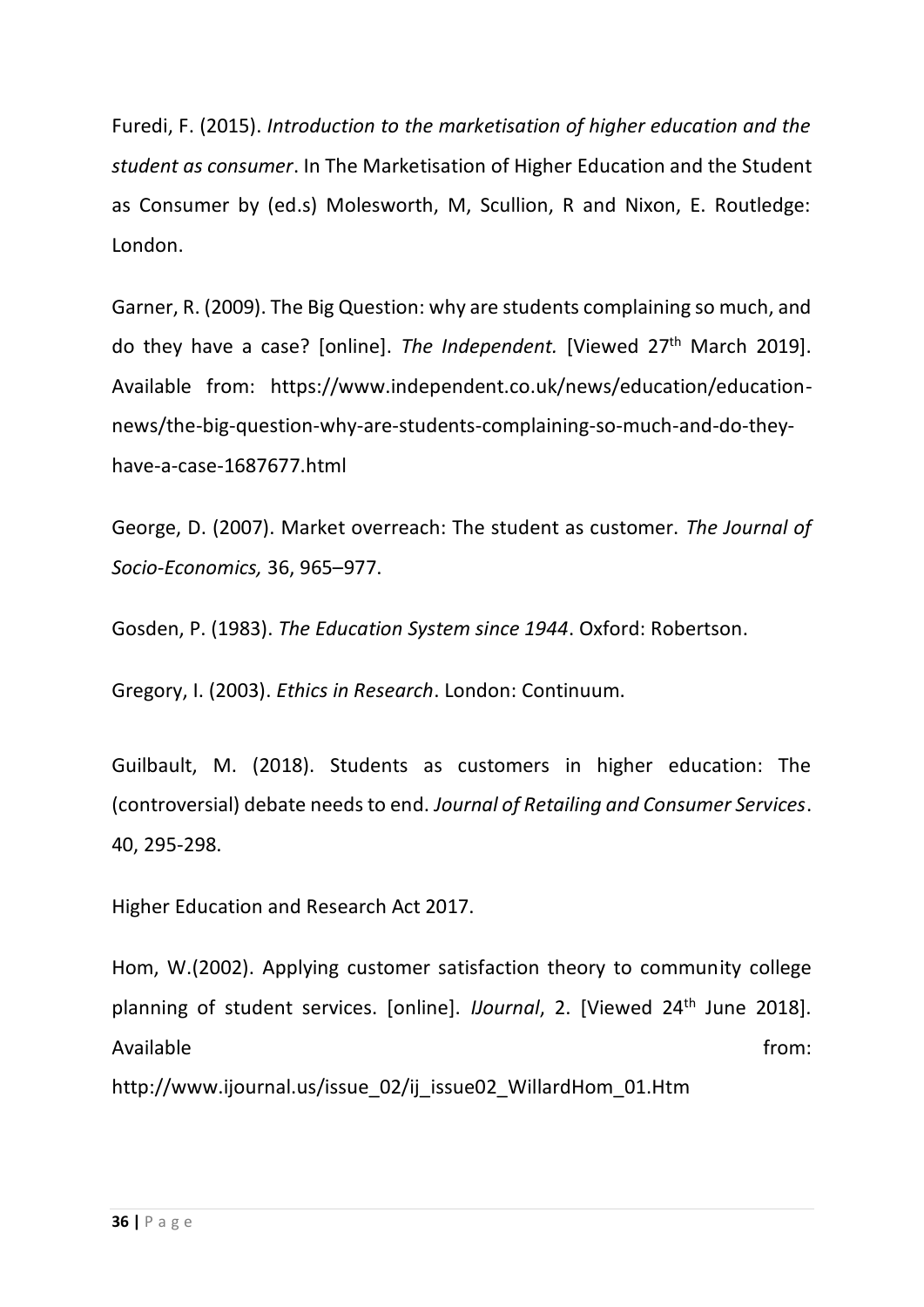Furedi, F. (2015). *Introduction to the marketisation of higher education and the student as consumer*. In The Marketisation of Higher Education and the Student as Consumer by (ed.s) Molesworth, M, Scullion, R and Nixon, E. Routledge: London.

Garner, R. (2009). The Big Question: why are students complaining so much, and do they have a case? [online]. *The Independent.* [Viewed 27th March 2019]. Available from: https://www.independent.co.uk/news/education/education-news/the-big-question-why-are-students-complaining-so-much-and-do-they-have-a-case-1687677.html

George, D. (2007). Market overreach: The student as customer. *The Journal of Socio-Economics,* 36, 965–977.

Gosden, P. (1983). *The Education System since 1944*. Oxford: Robertson.

Gregory, I. (2003). *Ethics in Research*. London: Continuum.

Guilbault, M. (2018). Students as customers in higher education: The (controversial) debate needs to end. *Journal of Retailing and Consumer Services*. 40, 295-298.

Higher Education and Research Act 2017.

Hom, W.(2002). Applying customer satisfaction theory to community college planning of student services. [online]. *IJournal*, 2. [Viewed 24th June 2018]. Available from: http://www.ijournal.us/issue_02/ij_issue02_WillardHom_01.Htm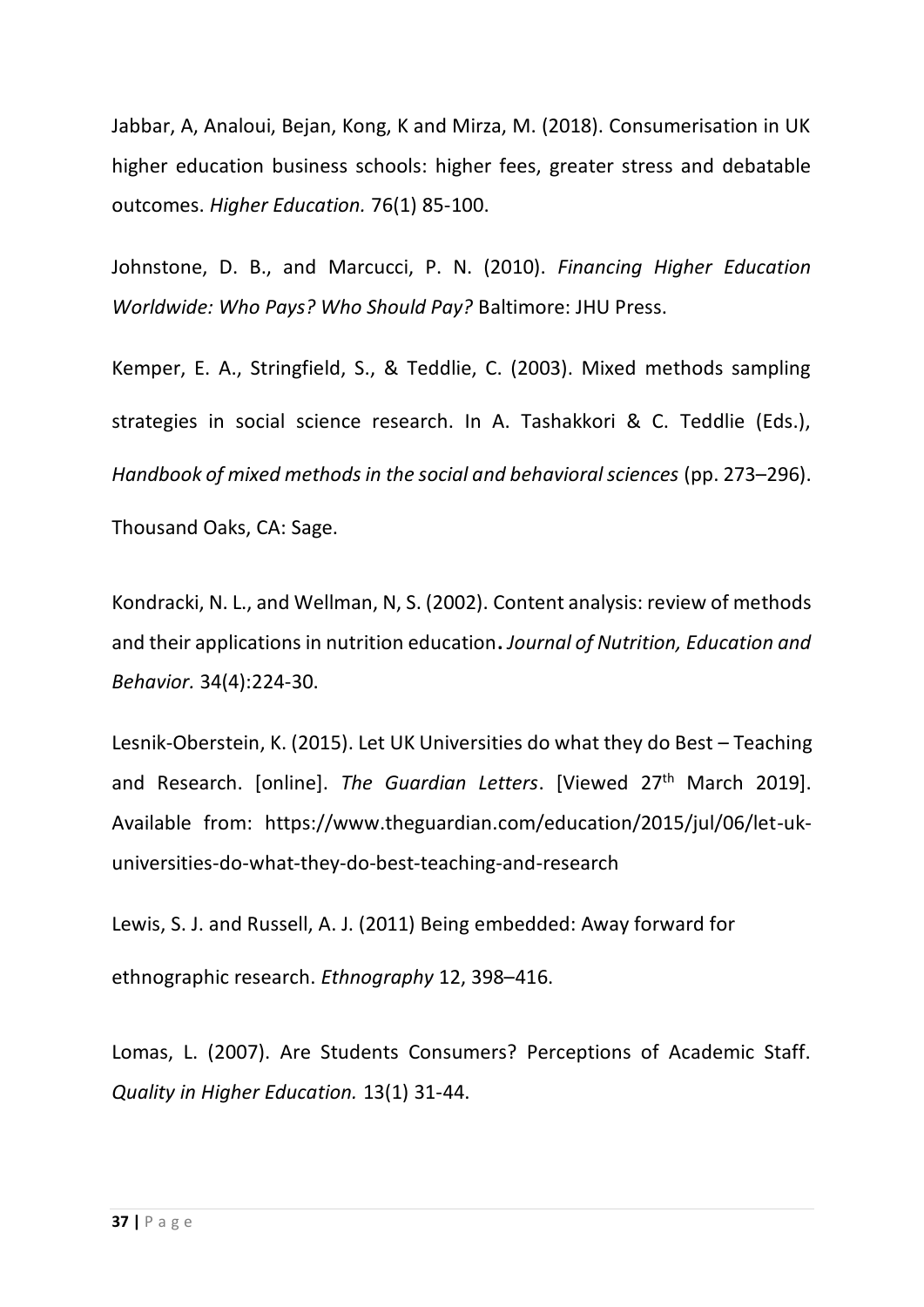Jabbar, A, Analoui, Bejan, Kong, K and Mirza, M. (2018). Consumerisation in UK higher education business schools: higher fees, greater stress and debatable outcomes. *Higher Education.* 76(1) 85-100.

Johnstone, D. B., and Marcucci, P. N. (2010). *Financing Higher Education Worldwide: Who Pays? Who Should Pay?* Baltimore: JHU Press.

Kemper, E. A., Stringfield, S., & Teddlie, C. (2003). Mixed methods sampling strategies in social science research. In A. Tashakkori & C. Teddlie (Eds.), *Handbook of mixed methods in the social and behavioral sciences* (pp. 273–296). Thousand Oaks, CA: Sage.

Kondracki, N. L., and Wellman, N, S. (2002). Content analysis: review of methods and their applications in nutrition education**.** *Journal of Nutrition, Education and Behavior.* 34(4):224-30.

Lesnik-Oberstein, K. (2015). Let UK Universities do what they do Best – Teaching and Research. [online]. *The Guardian Letters*. [Viewed 27th March 2019]. Available from: https://www.theguardian.com/education/2015/jul/06/let-uk-universities-do-what-they-do-best-teaching-and-research

Lewis, S. J. and Russell, A. J. (2011) Being embedded: Away forward for ethnographic research. *Ethnography* 12, 398–416.

Lomas, L. (2007). Are Students Consumers? Perceptions of Academic Staff. *Quality in Higher Education.* 13(1) 31-44.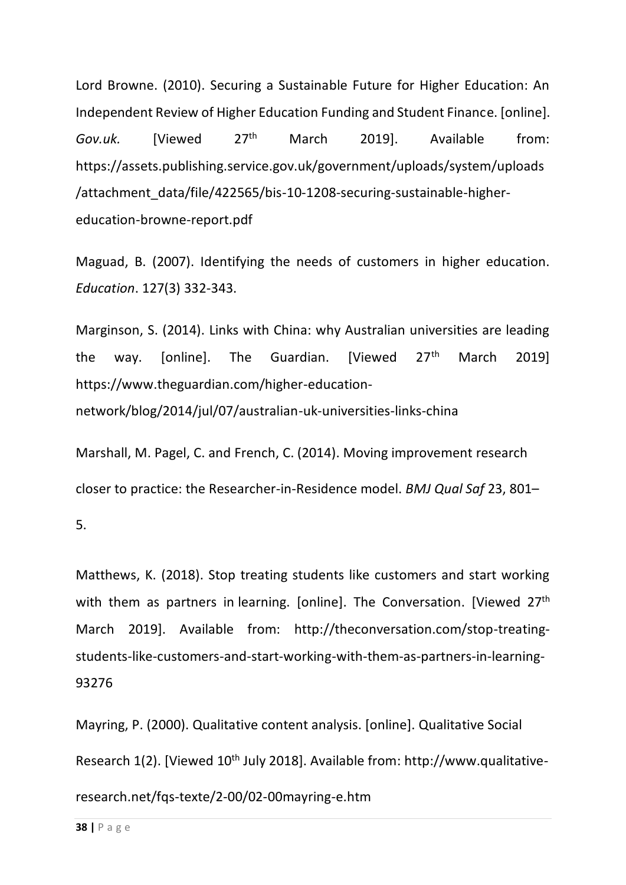Lord Browne. (2010). Securing a Sustainable Future for Higher Education: An Independent Review of Higher Education Funding and Student Finance. [online]. *Gov.uk.* [Viewed 27th March 2019]. Available from: https://assets.publishing.service.gov.uk/government/uploads/system/uploads/attachment_data/file/422565/bis-10-1208-securing-sustainable-higher-education-browne-report.pdf

Maguad, B. (2007). Identifying the needs of customers in higher education. *Education*. 127(3) 332-343.

Marginson, S. (2014). Links with China: why Australian universities are leading the way. [online]. The Guardian. [Viewed 27th March 2019] https://www.theguardian.com/higher-education-network/blog/2014/jul/07/australian-uk-universities-links-china

Marshall, M. Pagel, C. and French, C. (2014). Moving improvement research closer to practice: the Researcher-in-Residence model. *BMJ Qual Saf* 23, 801–5.

Matthews, K. (2018). Stop treating students like customers and start working with them as partners in learning. [online]. The Conversation. [Viewed 27th March 2019]. Available from: http://theconversation.com/stop-treating-students-like-customers-and-start-working-with-them-as-partners-in-learning-93276

Mayring, P. (2000). Qualitative content analysis. [online]. Qualitative Social Research 1(2). [Viewed 10th July 2018]. Available from: http://www.qualitative-research.net/fqs-texte/2-00/02-00mayring-e.htm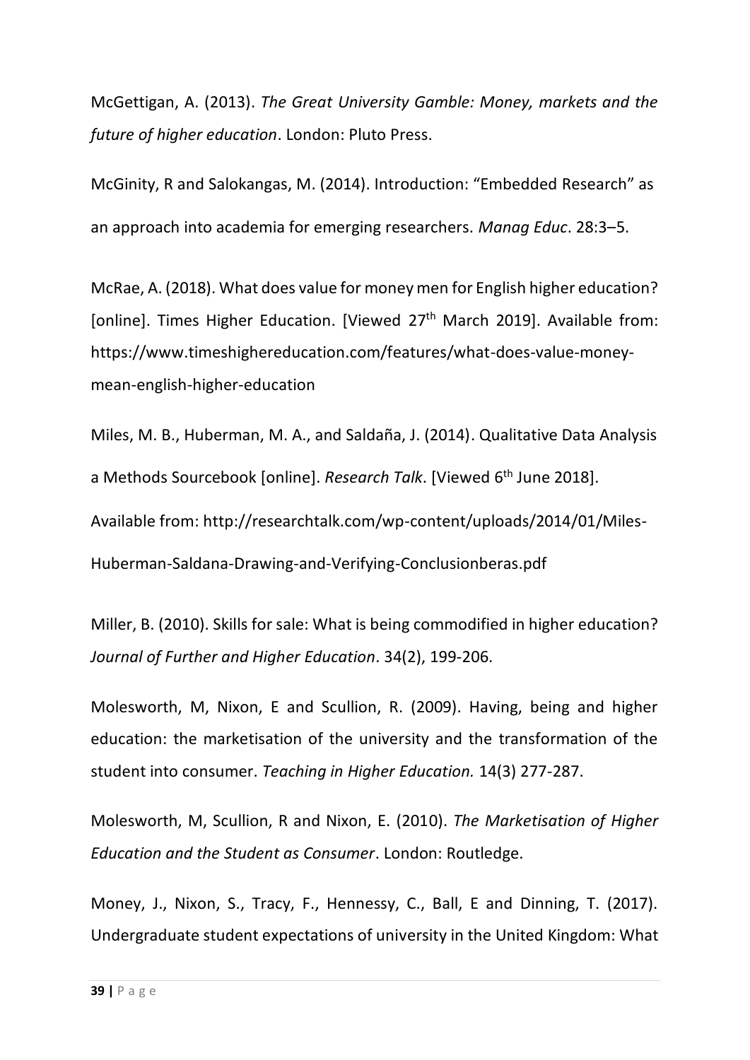McGettigan, A. (2013). *The Great University Gamble: Money, markets and the future of higher education*. London: Pluto Press.

McGinity, R and Salokangas, M. (2014). Introduction: "Embedded Research" as an approach into academia for emerging researchers. *Manag Educ*. 28:3–5.

McRae, A. (2018). What does value for money men for English higher education? [online]. Times Higher Education. [Viewed 27th March 2019]. Available from: https://www.timeshighereducation.com/features/what-does-value-money-mean-english-higher-education

Miles, M. B., Huberman, M. A., and Saldaña, J. (2014). Qualitative Data Analysis a Methods Sourcebook [online]. *Research Talk*. [Viewed 6th June 2018]. Available from: http://researchtalk.com/wp-content/uploads/2014/01/Miles-Huberman-Saldana-Drawing-and-Verifying-Conclusionberas.pdf

Miller, B. (2010). Skills for sale: What is being commodified in higher education? *Journal of Further and Higher Education*. 34(2), 199-206.

Molesworth, M, Nixon, E and Scullion, R. (2009). Having, being and higher education: the marketisation of the university and the transformation of the student into consumer. *Teaching in Higher Education.* 14(3) 277-287.

Molesworth, M, Scullion, R and Nixon, E. (2010). *The Marketisation of Higher Education and the Student as Consumer*. London: Routledge.

Money, J., Nixon, S., Tracy, F., Hennessy, C., Ball, E and Dinning, T. (2017). Undergraduate student expectations of university in the United Kingdom: What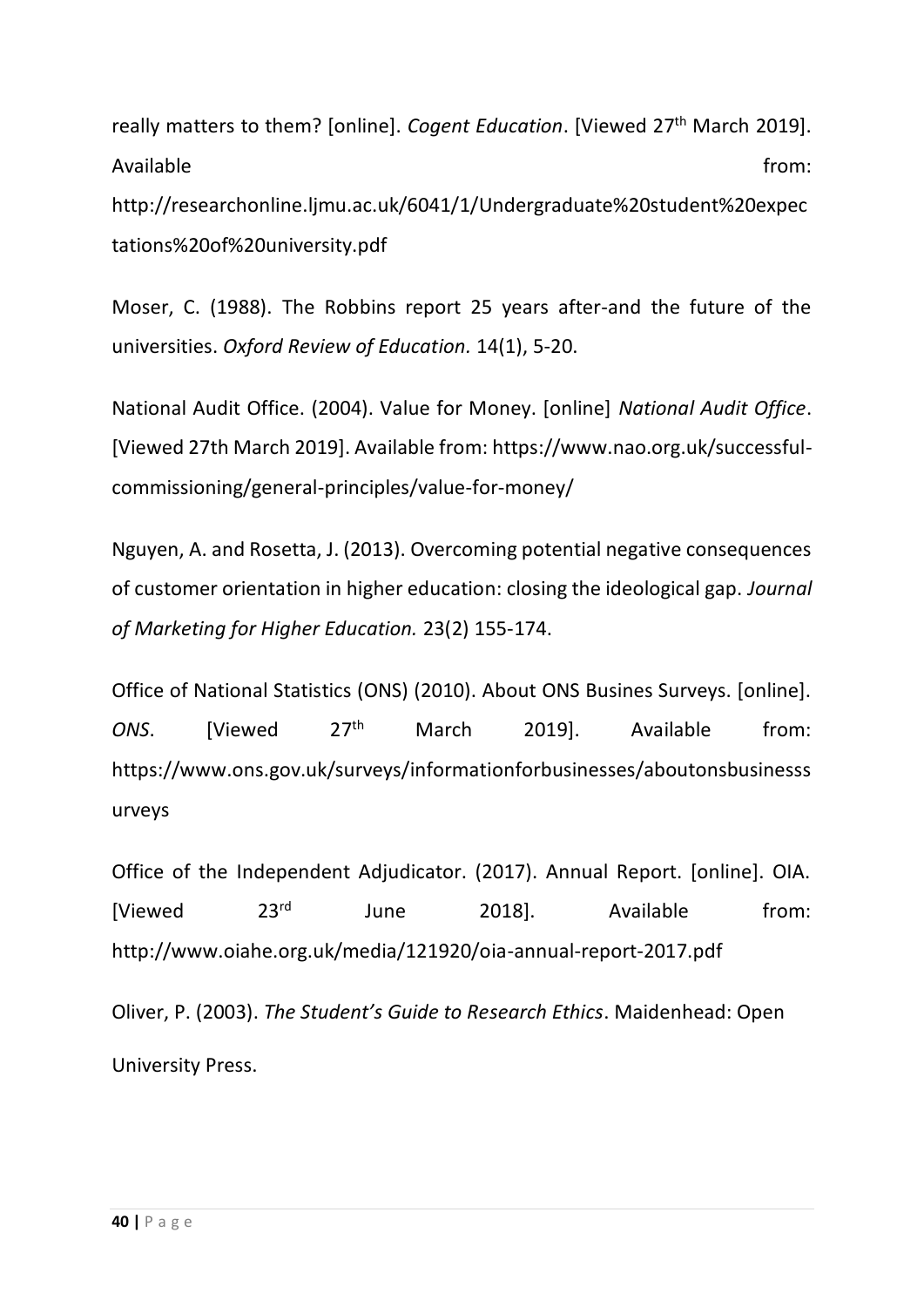really matters to them? [online]. *Cogent Education*. [Viewed 27th March 2019]. Available from: http://researchonline.ljmu.ac.uk/6041/1/Undergraduate%20student%20expectations%20of%20university.pdf

Moser, C. (1988). The Robbins report 25 years after-and the future of the universities. *Oxford Review of Education.* 14(1), 5-20.

National Audit Office. (2004). Value for Money. [online] *National Audit Office*. [Viewed 27th March 2019]. Available from: https://www.nao.org.uk/successful-commissioning/general-principles/value-for-money/

Nguyen, A. and Rosetta, J. (2013). Overcoming potential negative consequences of customer orientation in higher education: closing the ideological gap. *Journal of Marketing for Higher Education.* 23(2) 155-174.

Office of National Statistics (ONS) (2010). About ONS Busines Surveys. [online]. *ONS*. [Viewed 27th March 2019]. Available from: https://www.ons.gov.uk/surveys/informationforbusinesses/aboutonsbusinesssurveys

Office of the Independent Adjudicator. (2017). Annual Report. [online]. OIA. [Viewed 23rd June 2018]. Available from: http://www.oiahe.org.uk/media/121920/oia-annual-report-2017.pdf

Oliver, P. (2003). *The Student's Guide to Research Ethics*. Maidenhead: Open University Press.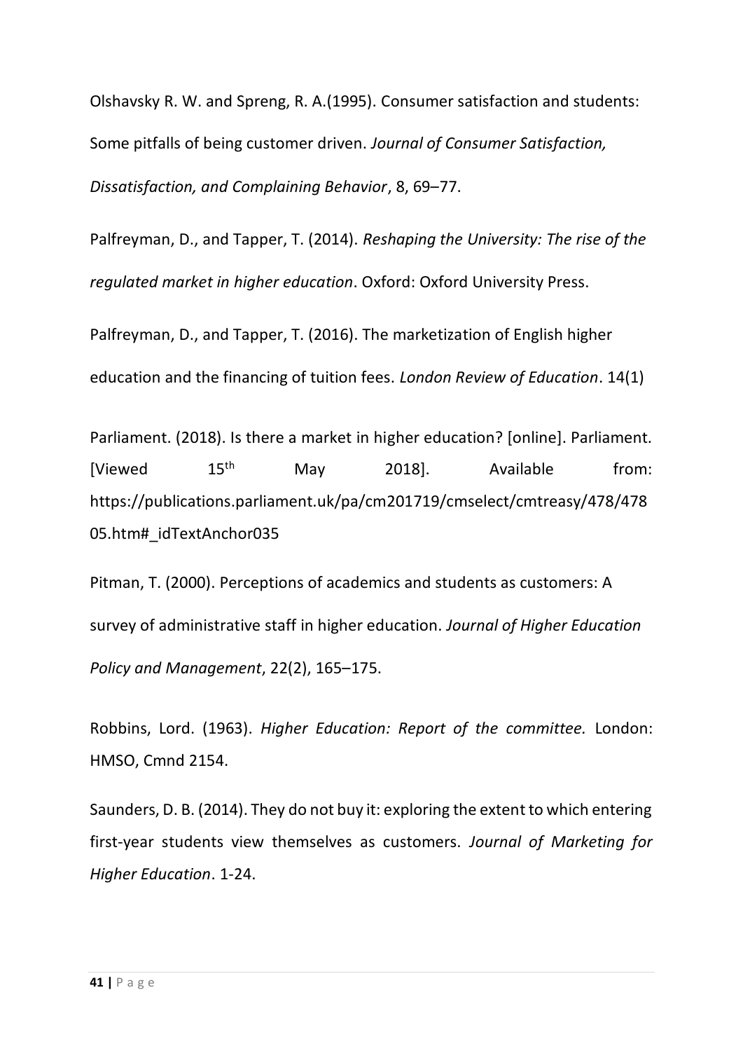Olshavsky R. W. and Spreng, R. A.(1995). Consumer satisfaction and students: Some pitfalls of being customer driven. *Journal of Consumer Satisfaction, Dissatisfaction, and Complaining Behavior*, 8, 69–77.

Palfreyman, D., and Tapper, T. (2014). *Reshaping the University: The rise of the regulated market in higher education*. Oxford: Oxford University Press.

Palfreyman, D., and Tapper, T. (2016). The marketization of English higher education and the financing of tuition fees. *London Review of Education*. 14(1)

Parliament. (2018). Is there a market in higher education? [online]. Parliament. [Viewed 15th May 2018]. Available from: https://publications.parliament.uk/pa/cm201719/cmselect/cmtreasy/478/47805.htm#_idTextAnchor035

Pitman, T. (2000). Perceptions of academics and students as customers: A survey of administrative staff in higher education. *Journal of Higher Education Policy and Management*, 22(2), 165–175.

Robbins, Lord. (1963). *Higher Education: Report of the committee.* London: HMSO, Cmnd 2154.

Saunders, D. B. (2014). They do not buy it: exploring the extent to which entering first-year students view themselves as customers. *Journal of Marketing for Higher Education*. 1-24.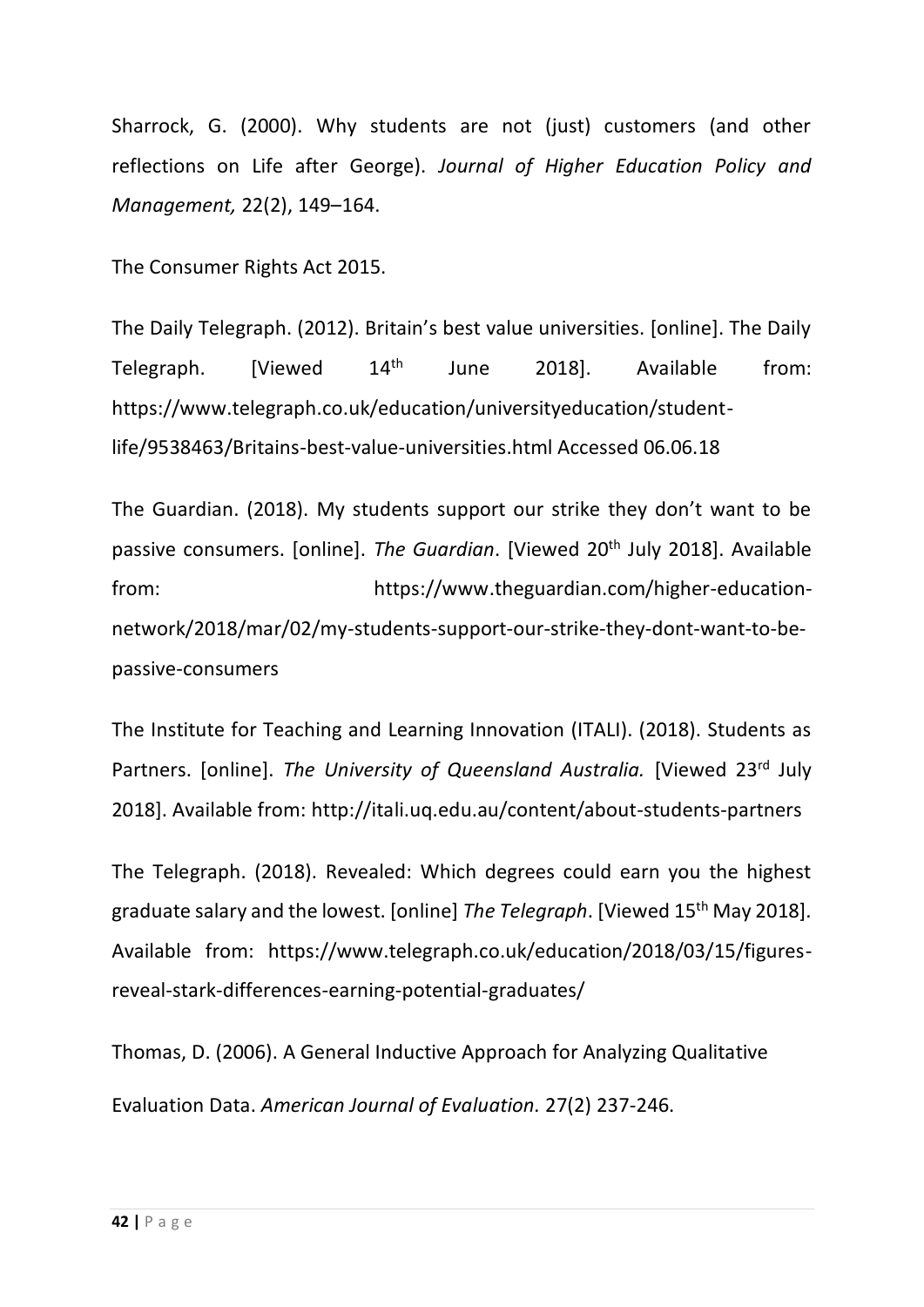Sharrock, G. (2000). Why students are not (just) customers (and other reflections on Life after George). *Journal of Higher Education Policy and Management,* 22(2), 149–164.

The Consumer Rights Act 2015.

The Daily Telegraph. (2012). Britain's best value universities. [online]. The Daily Telegraph. [Viewed 14th June 2018]. Available from: https://www.telegraph.co.uk/education/universityeducation/student-life/9538463/Britains-best-value-universities.html Accessed 06.06.18

The Guardian. (2018). My students support our strike they don't want to be passive consumers. [online]. *The Guardian*. [Viewed 20th July 2018]. Available from: https://www.theguardian.com/higher-education-network/2018/mar/02/my-students-support-our-strike-they-dont-want-to-be-passive-consumers

The Institute for Teaching and Learning Innovation (ITALI). (2018). Students as Partners. [online]. *The University of Queensland Australia.* [Viewed 23rd July 2018]. Available from: http://itali.uq.edu.au/content/about-students-partners

The Telegraph. (2018). Revealed: Which degrees could earn you the highest graduate salary and the lowest. [online] *The Telegraph*. [Viewed 15th May 2018]. Available from: https://www.telegraph.co.uk/education/2018/03/15/figures-reveal-stark-differences-earning-potential-graduates/

Thomas, D. (2006). A General Inductive Approach for Analyzing Qualitative Evaluation Data. *American Journal of Evaluation.* 27(2) 237-246.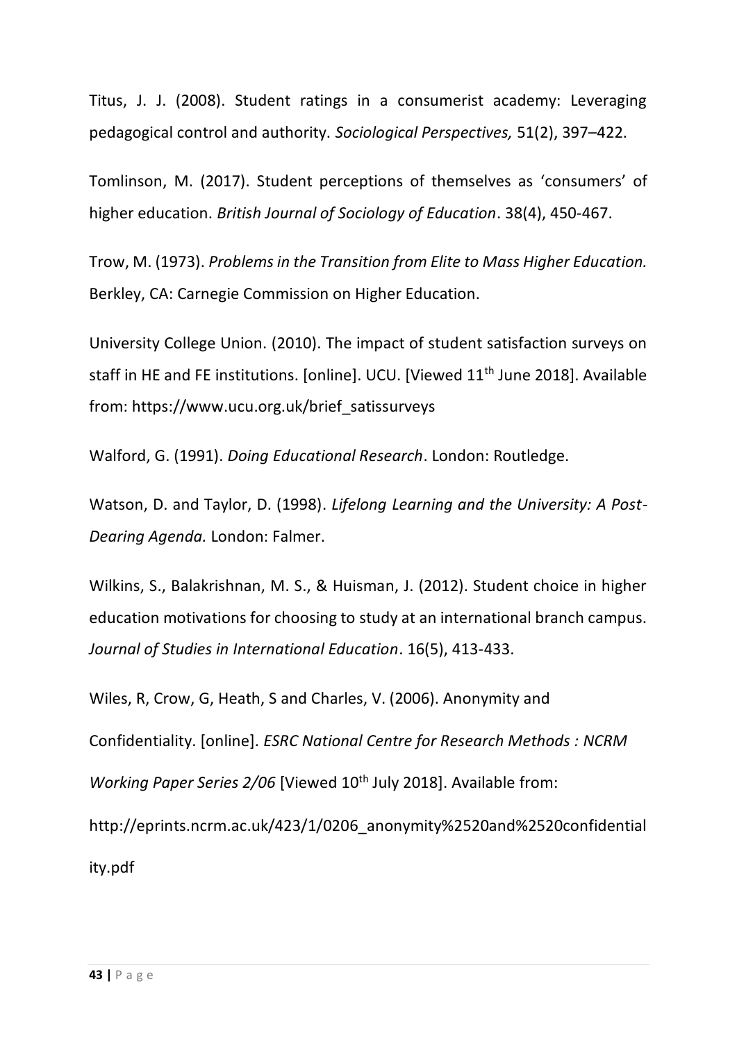Titus, J. J. (2008). Student ratings in a consumerist academy: Leveraging pedagogical control and authority. *Sociological Perspectives,* 51(2), 397–422.

Tomlinson, M. (2017). Student perceptions of themselves as 'consumers' of higher education. *British Journal of Sociology of Education*. 38(4), 450-467.

Trow, M. (1973). *Problems in the Transition from Elite to Mass Higher Education.* Berkley, CA: Carnegie Commission on Higher Education.

University College Union. (2010). The impact of student satisfaction surveys on staff in HE and FE institutions. [online]. UCU. [Viewed 11th June 2018]. Available from: https://www.ucu.org.uk/brief_satissurveys

Walford, G. (1991). *Doing Educational Research*. London: Routledge.

Watson, D. and Taylor, D. (1998). *Lifelong Learning and the University: A Post-Dearing Agenda.* London: Falmer.

Wilkins, S., Balakrishnan, M. S., & Huisman, J. (2012). Student choice in higher education motivations for choosing to study at an international branch campus. *Journal of Studies in International Education*. 16(5), 413-433.

Wiles, R, Crow, G, Heath, S and Charles, V. (2006). Anonymity and Confidentiality. [online]. *ESRC National Centre for Research Methods : NCRM Working Paper Series 2/06* [Viewed 10th July 2018]. Available from: http://eprints.ncrm.ac.uk/423/1/0206_anonymity%2520and%2520confidentiality.pdf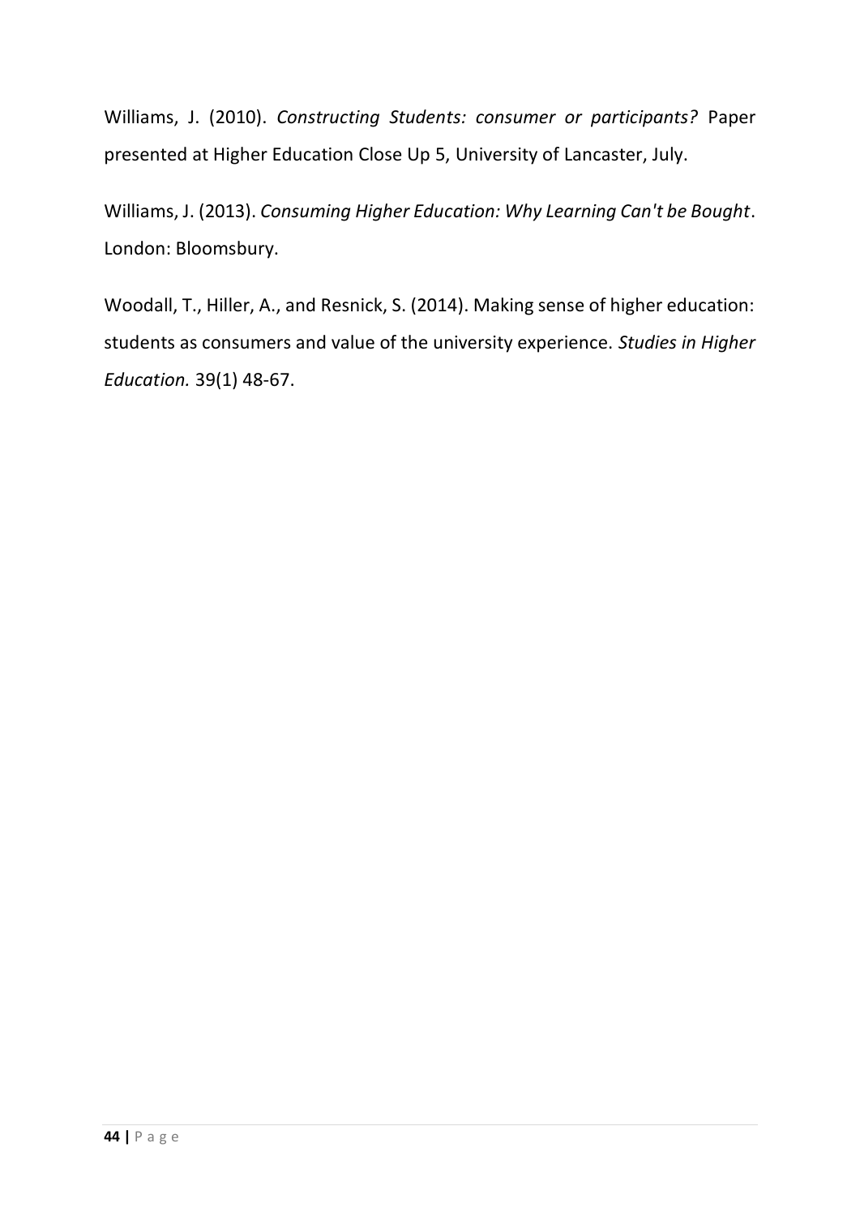Williams, J. (2010). *Constructing Students: consumer or participants?* Paper presented at Higher Education Close Up 5, University of Lancaster, July.

Williams, J. (2013). *Consuming Higher Education: Why Learning Can't be Bought*. London: Bloomsbury.

Woodall, T., Hiller, A., and Resnick, S. (2014). Making sense of higher education: students as consumers and value of the university experience. *Studies in Higher Education.* 39(1) 48-67.